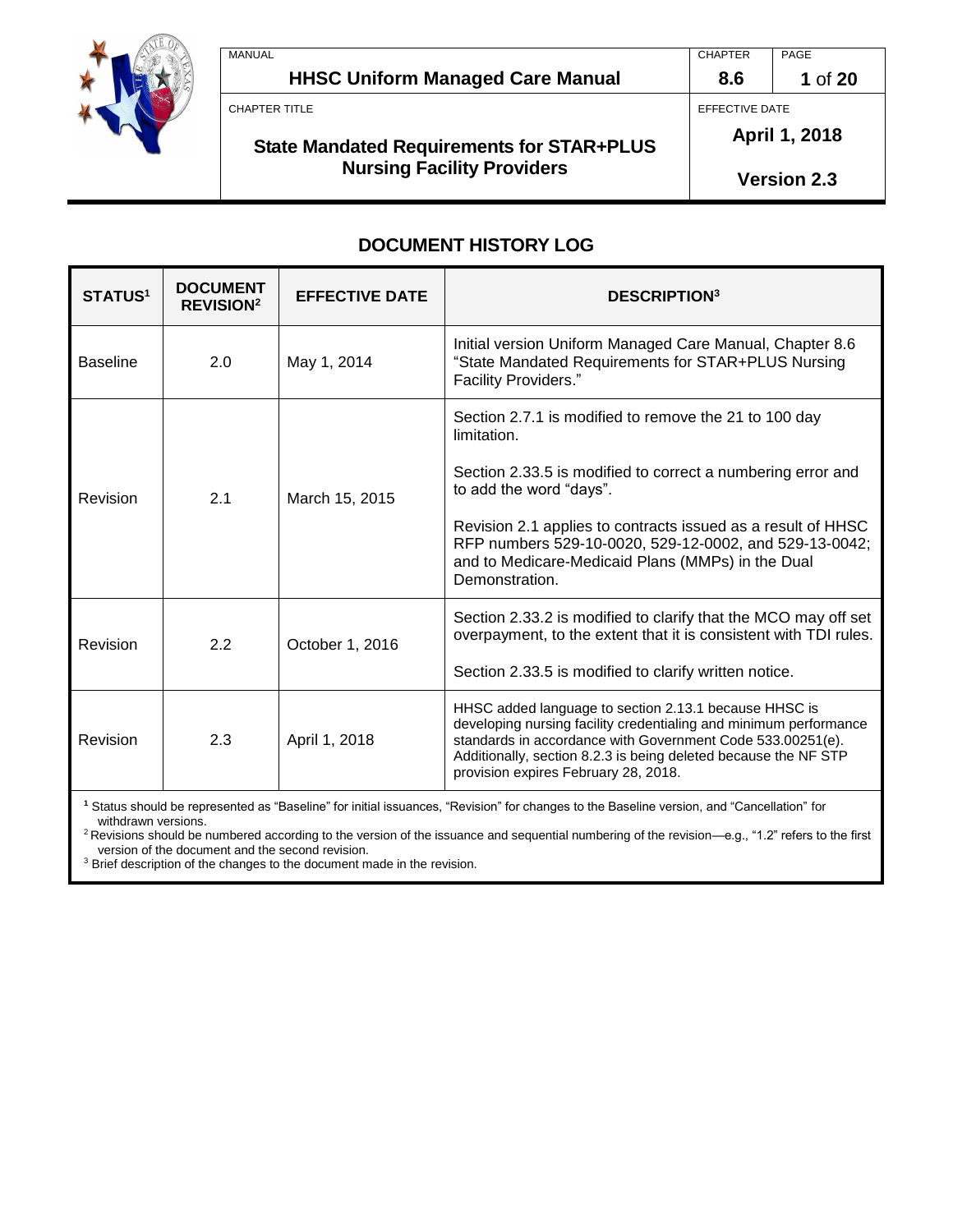# DOCUMENT HISTORY LOG

| STATUS[1] | DOCUMENT REVISION[2] | EFFECTIVE DATE | DESCRIPTION[3] |
|---|---|---|---|
| Baseline | 2.0 | May 1, 2014 | Initial version Uniform Managed Care Manual, Chapter 8.6 "State Mandated Requirements for STAR+PLUS Nursing Facility Providers." |
| Revision | 2.1 | March 15, 2015 | Section 2.7.1 is modified to remove the 21 to 100 day limitation.<br><br>Section 2.33.5 is modified to correct a numbering error and to add the word "days".<br><br>Revision 2.1 applies to contracts issued as a result of HHSC RFP numbers 529-10-0020, 529-12-0002, and 529-13-0042; and to Medicare-Medicaid Plans (MMPs) in the Dual Demonstration. |
| Revision | 2.2 | October 1, 2016 | Section 2.33.2 is modified to clarify that the MCO may off set overpayment, to the extent that it is consistent with TDI rules.<br><br>Section 2.33.5 is modified to clarify written notice. |
| Revision | 2.3 | April 1, 2018 | HHSC added language to section 2.13.1 because HHSC is developing nursing facility credentialing and minimum performance standards in accordance with Government Code 533.00251(e). Additionally, section 8.2.3 is being deleted because the NF STP provision expires February 28, 2018. |

[1] Status should be represented as "Baseline" for initial issuances, "Revision" for changes to the Baseline version, and "Cancellation" for withdrawn versions.

[2] Revisions should be numbered according to the version of the issuance and sequential numbering of the revision—e.g., "1.2" refers to the first version of the document and the second revision.

[3] Brief description of the changes to the document made in the revision.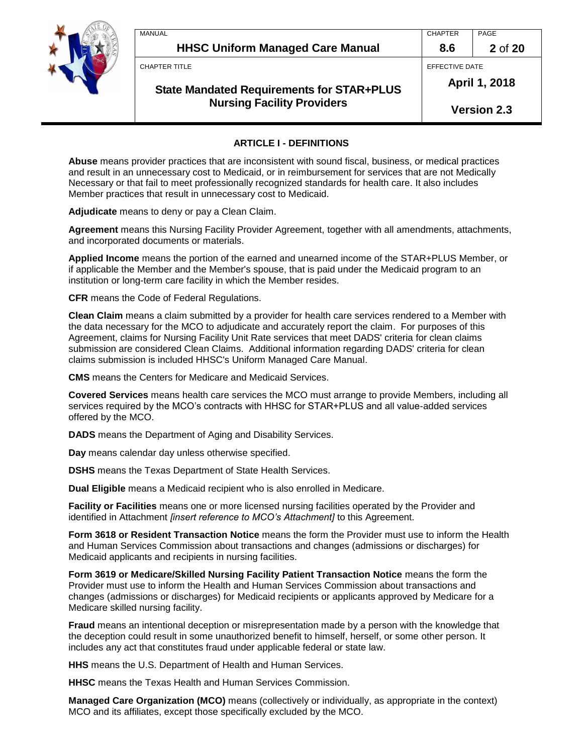## ARTICLE I - DEFINITIONS

**Abuse** means provider practices that are inconsistent with sound fiscal, business, or medical practices and result in an unnecessary cost to Medicaid, or in reimbursement for services that are not Medically Necessary or that fail to meet professionally recognized standards for health care. It also includes Member practices that result in unnecessary cost to Medicaid.

**Adjudicate** means to deny or pay a Clean Claim.

**Agreement** means this Nursing Facility Provider Agreement, together with all amendments, attachments, and incorporated documents or materials.

**Applied Income** means the portion of the earned and unearned income of the STAR+PLUS Member, or if applicable the Member and the Member's spouse, that is paid under the Medicaid program to an institution or long-term care facility in which the Member resides.

**CFR** means the Code of Federal Regulations.

**Clean Claim** means a claim submitted by a provider for health care services rendered to a Member with the data necessary for the MCO to adjudicate and accurately report the claim. For purposes of this Agreement, claims for Nursing Facility Unit Rate services that meet DADS' criteria for clean claims submission are considered Clean Claims. Additional information regarding DADS' criteria for clean claims submission is included HHSC's Uniform Managed Care Manual.

**CMS** means the Centers for Medicare and Medicaid Services.

**Covered Services** means health care services the MCO must arrange to provide Members, including all services required by the MCO's contracts with HHSC for STAR+PLUS and all value-added services offered by the MCO.

**DADS** means the Department of Aging and Disability Services.

**Day** means calendar day unless otherwise specified.

**DSHS** means the Texas Department of State Health Services.

**Dual Eligible** means a Medicaid recipient who is also enrolled in Medicare.

**Facility or Facilities** means one or more licensed nursing facilities operated by the Provider and identified in Attachment *[insert reference to MCO's Attachment]* to this Agreement.

**Form 3618 or Resident Transaction Notice** means the form the Provider must use to inform the Health and Human Services Commission about transactions and changes (admissions or discharges) for Medicaid applicants and recipients in nursing facilities.

**Form 3619 or Medicare/Skilled Nursing Facility Patient Transaction Notice** means the form the Provider must use to inform the Health and Human Services Commission about transactions and changes (admissions or discharges) for Medicaid recipients or applicants approved by Medicare for a Medicare skilled nursing facility.

**Fraud** means an intentional deception or misrepresentation made by a person with the knowledge that the deception could result in some unauthorized benefit to himself, herself, or some other person. It includes any act that constitutes fraud under applicable federal or state law.

**HHS** means the U.S. Department of Health and Human Services.

**HHSC** means the Texas Health and Human Services Commission.

**Managed Care Organization (MCO)** means (collectively or individually, as appropriate in the context) MCO and its affiliates, except those specifically excluded by the MCO.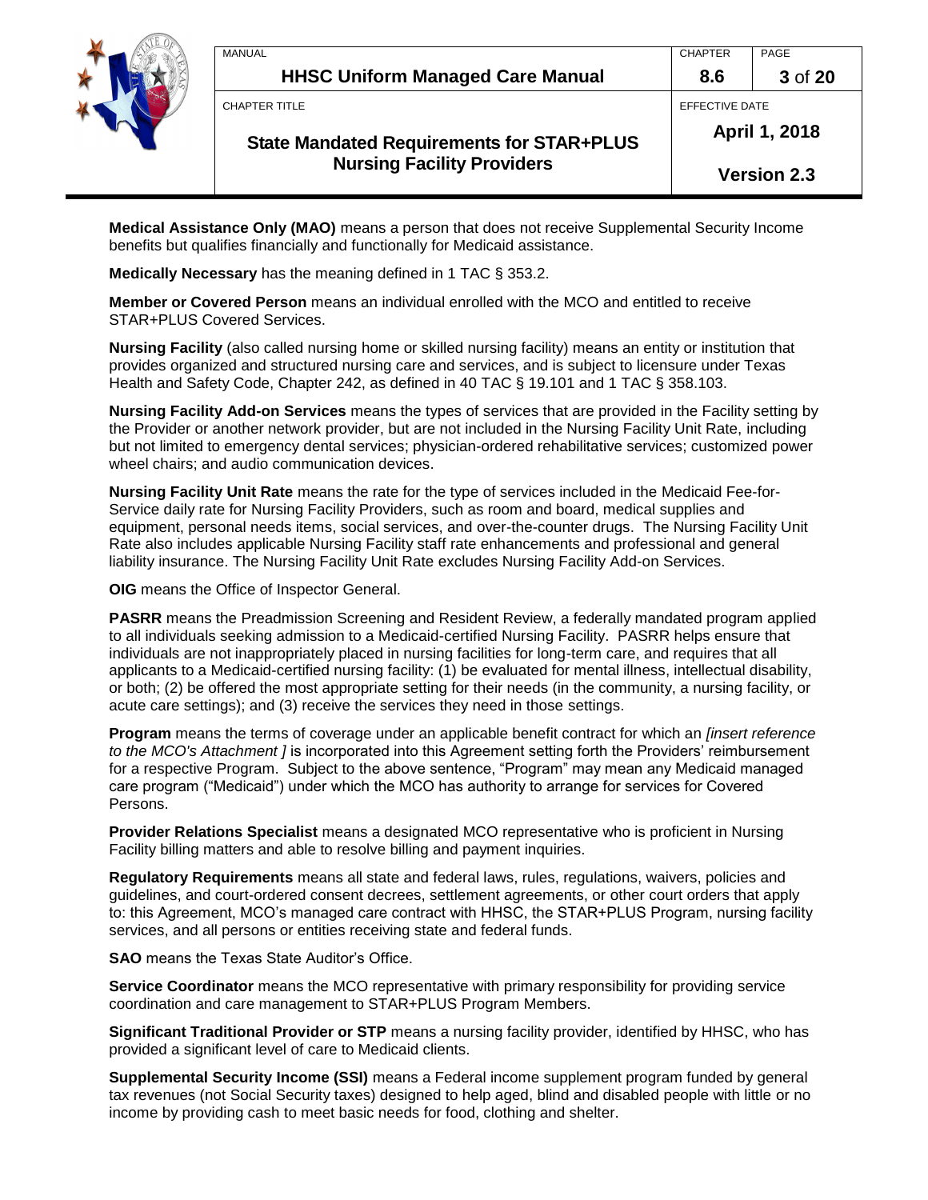**Medical Assistance Only (MAO)** means a person that does not receive Supplemental Security Income benefits but qualifies financially and functionally for Medicaid assistance.

**Medically Necessary** has the meaning defined in 1 TAC § 353.2.

**Member or Covered Person** means an individual enrolled with the MCO and entitled to receive STAR+PLUS Covered Services.

**Nursing Facility** (also called nursing home or skilled nursing facility) means an entity or institution that provides organized and structured nursing care and services, and is subject to licensure under Texas Health and Safety Code, Chapter 242, as defined in 40 TAC § 19.101 and 1 TAC § 358.103.

**Nursing Facility Add-on Services** means the types of services that are provided in the Facility setting by the Provider or another network provider, but are not included in the Nursing Facility Unit Rate, including but not limited to emergency dental services; physician-ordered rehabilitative services; customized power wheel chairs; and audio communication devices.

**Nursing Facility Unit Rate** means the rate for the type of services included in the Medicaid Fee-for-Service daily rate for Nursing Facility Providers, such as room and board, medical supplies and equipment, personal needs items, social services, and over-the-counter drugs. The Nursing Facility Unit Rate also includes applicable Nursing Facility staff rate enhancements and professional and general liability insurance. The Nursing Facility Unit Rate excludes Nursing Facility Add-on Services.

**OIG** means the Office of Inspector General.

**PASRR** means the Preadmission Screening and Resident Review, a federally mandated program applied to all individuals seeking admission to a Medicaid-certified Nursing Facility. PASRR helps ensure that individuals are not inappropriately placed in nursing facilities for long-term care, and requires that all applicants to a Medicaid-certified nursing facility: (1) be evaluated for mental illness, intellectual disability, or both; (2) be offered the most appropriate setting for their needs (in the community, a nursing facility, or acute care settings); and (3) receive the services they need in those settings.

**Program** means the terms of coverage under an applicable benefit contract for which an *[insert reference to the MCO's Attachment ]* is incorporated into this Agreement setting forth the Providers' reimbursement for a respective Program. Subject to the above sentence, "Program" may mean any Medicaid managed care program ("Medicaid") under which the MCO has authority to arrange for services for Covered Persons.

**Provider Relations Specialist** means a designated MCO representative who is proficient in Nursing Facility billing matters and able to resolve billing and payment inquiries.

**Regulatory Requirements** means all state and federal laws, rules, regulations, waivers, policies and guidelines, and court-ordered consent decrees, settlement agreements, or other court orders that apply to: this Agreement, MCO's managed care contract with HHSC, the STAR+PLUS Program, nursing facility services, and all persons or entities receiving state and federal funds.

**SAO** means the Texas State Auditor's Office.

**Service Coordinator** means the MCO representative with primary responsibility for providing service coordination and care management to STAR+PLUS Program Members.

**Significant Traditional Provider or STP** means a nursing facility provider, identified by HHSC, who has provided a significant level of care to Medicaid clients.

**Supplemental Security Income (SSI)** means a Federal income supplement program funded by general tax revenues (not Social Security taxes) designed to help aged, blind and disabled people with little or no income by providing cash to meet basic needs for food, clothing and shelter.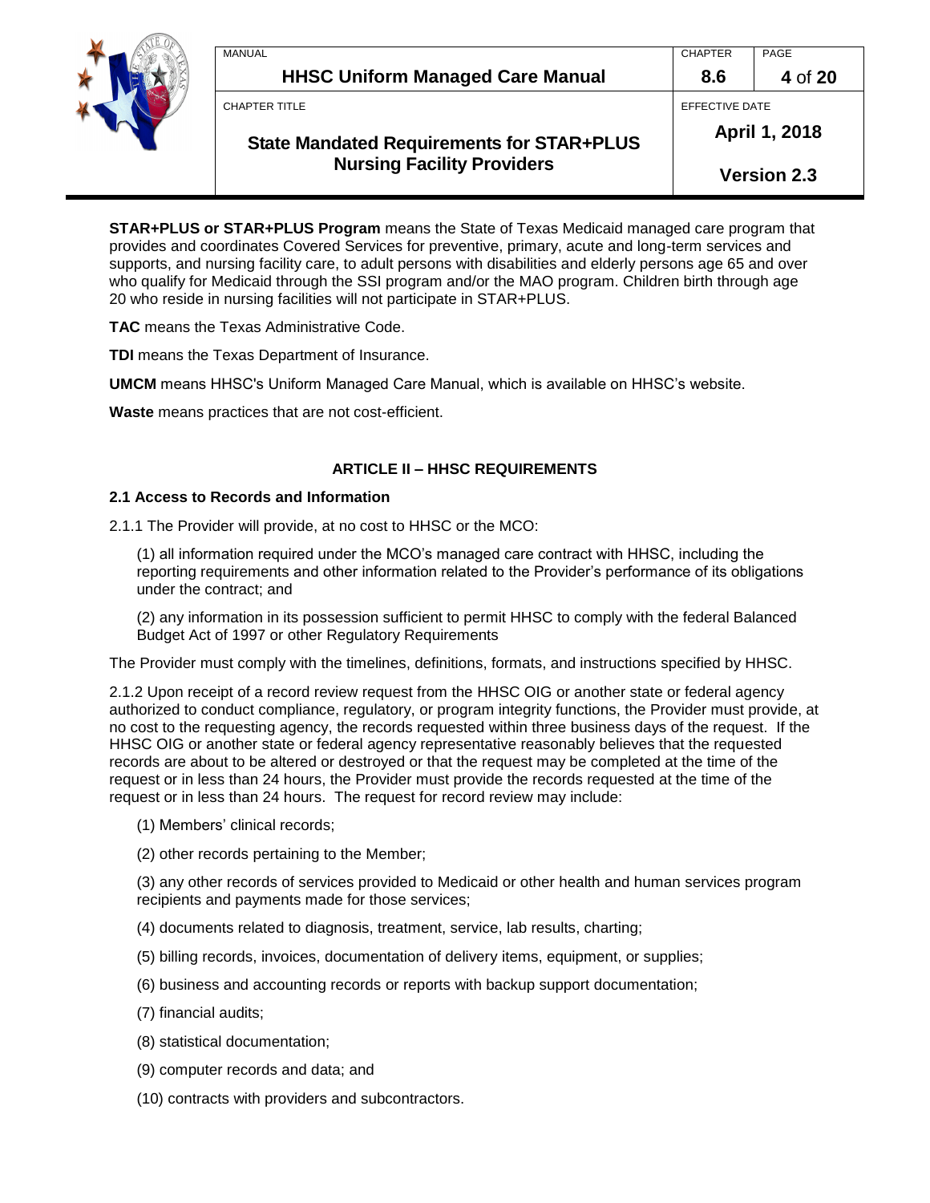**STAR+PLUS or STAR+PLUS Program** means the State of Texas Medicaid managed care program that provides and coordinates Covered Services for preventive, primary, acute and long-term services and supports, and nursing facility care, to adult persons with disabilities and elderly persons age 65 and over who qualify for Medicaid through the SSI program and/or the MAO program. Children birth through age 20 who reside in nursing facilities will not participate in STAR+PLUS.

**TAC** means the Texas Administrative Code.

**TDI** means the Texas Department of Insurance.

**UMCM** means HHSC's Uniform Managed Care Manual, which is available on HHSC's website.

**Waste** means practices that are not cost-efficient.

## ARTICLE II – HHSC REQUIREMENTS

### 2.1 Access to Records and Information

2.1.1 The Provider will provide, at no cost to HHSC or the MCO:

(1) all information required under the MCO's managed care contract with HHSC, including the reporting requirements and other information related to the Provider's performance of its obligations under the contract; and

(2) any information in its possession sufficient to permit HHSC to comply with the federal Balanced Budget Act of 1997 or other Regulatory Requirements

The Provider must comply with the timelines, definitions, formats, and instructions specified by HHSC.

2.1.2 Upon receipt of a record review request from the HHSC OIG or another state or federal agency authorized to conduct compliance, regulatory, or program integrity functions, the Provider must provide, at no cost to the requesting agency, the records requested within three business days of the request. If the HHSC OIG or another state or federal agency representative reasonably believes that the requested records are about to be altered or destroyed or that the request may be completed at the time of the request or in less than 24 hours, the Provider must provide the records requested at the time of the request or in less than 24 hours. The request for record review may include:

(1) Members' clinical records;

(2) other records pertaining to the Member;

(3) any other records of services provided to Medicaid or other health and human services program recipients and payments made for those services;

(4) documents related to diagnosis, treatment, service, lab results, charting;

(5) billing records, invoices, documentation of delivery items, equipment, or supplies;

(6) business and accounting records or reports with backup support documentation;

(7) financial audits;

(8) statistical documentation;

(9) computer records and data; and

(10) contracts with providers and subcontractors.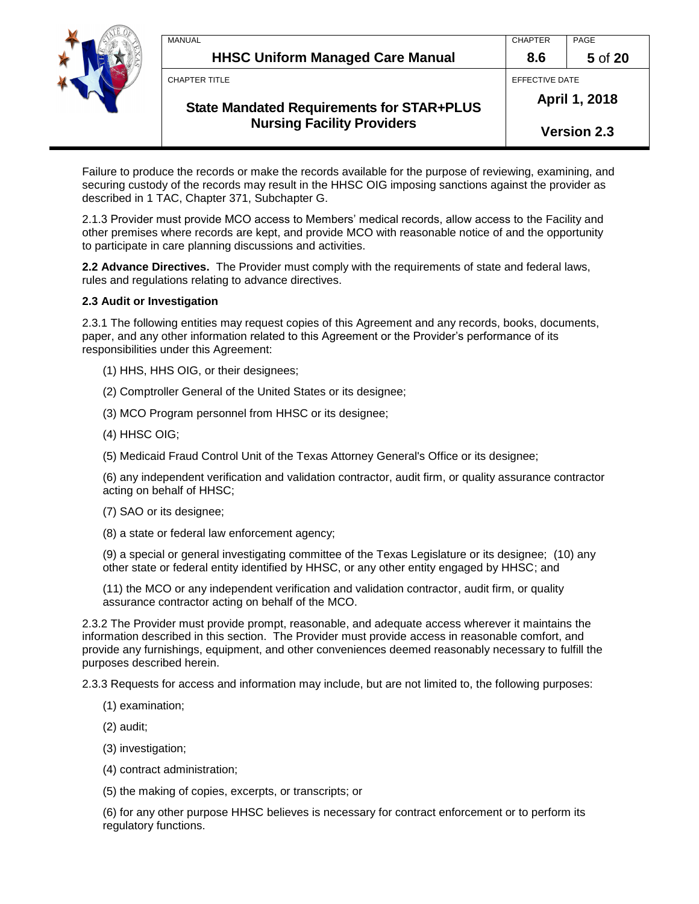Failure to produce the records or make the records available for the purpose of reviewing, examining, and securing custody of the records may result in the HHSC OIG imposing sanctions against the provider as described in 1 TAC, Chapter 371, Subchapter G.

2.1.3 Provider must provide MCO access to Members' medical records, allow access to the Facility and other premises where records are kept, and provide MCO with reasonable notice of and the opportunity to participate in care planning discussions and activities.

**2.2 Advance Directives.** The Provider must comply with the requirements of state and federal laws, rules and regulations relating to advance directives.

**2.3 Audit or Investigation**

2.3.1 The following entities may request copies of this Agreement and any records, books, documents, paper, and any other information related to this Agreement or the Provider's performance of its responsibilities under this Agreement:

(1) HHS, HHS OIG, or their designees;

(2) Comptroller General of the United States or its designee;

(3) MCO Program personnel from HHSC or its designee;

(4) HHSC OIG;

(5) Medicaid Fraud Control Unit of the Texas Attorney General's Office or its designee;

(6) any independent verification and validation contractor, audit firm, or quality assurance contractor acting on behalf of HHSC;

(7) SAO or its designee;

(8) a state or federal law enforcement agency;

(9) a special or general investigating committee of the Texas Legislature or its designee; (10) any other state or federal entity identified by HHSC, or any other entity engaged by HHSC; and

(11) the MCO or any independent verification and validation contractor, audit firm, or quality assurance contractor acting on behalf of the MCO.

2.3.2 The Provider must provide prompt, reasonable, and adequate access wherever it maintains the information described in this section. The Provider must provide access in reasonable comfort, and provide any furnishings, equipment, and other conveniences deemed reasonably necessary to fulfill the purposes described herein.

2.3.3 Requests for access and information may include, but are not limited to, the following purposes:

(1) examination;

(2) audit;

(3) investigation;

(4) contract administration;

(5) the making of copies, excerpts, or transcripts; or

(6) for any other purpose HHSC believes is necessary for contract enforcement or to perform its regulatory functions.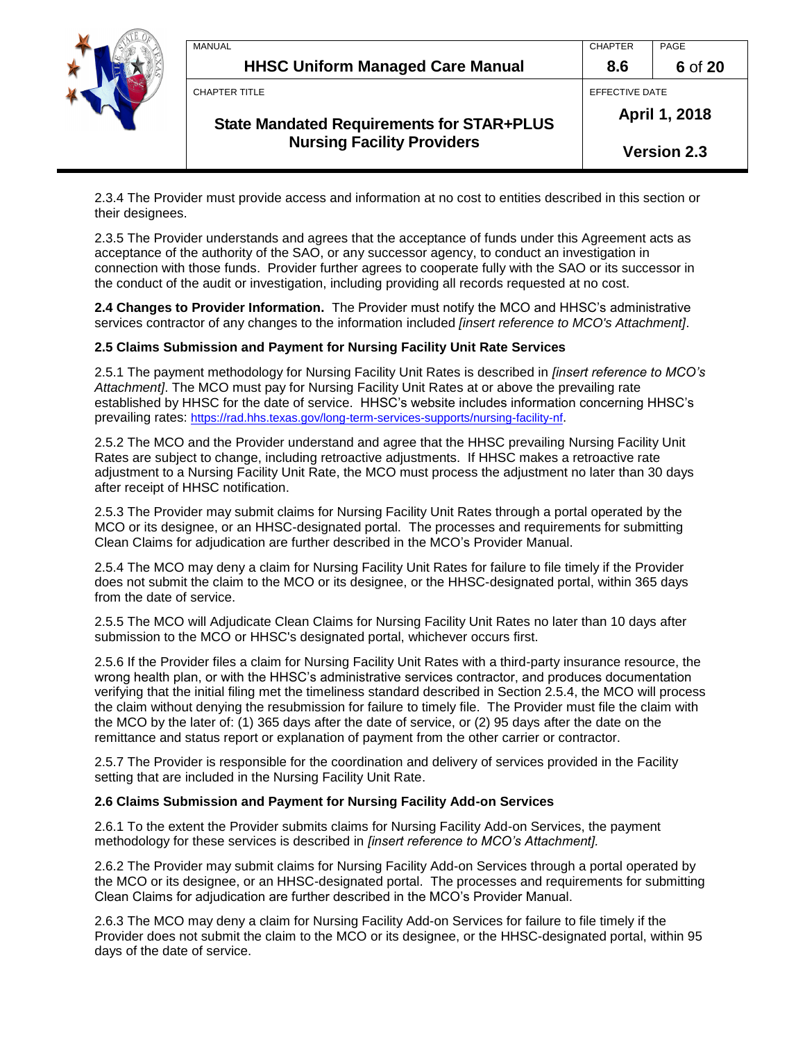2.3.4 The Provider must provide access and information at no cost to entities described in this section or their designees.

2.3.5 The Provider understands and agrees that the acceptance of funds under this Agreement acts as acceptance of the authority of the SAO, or any successor agency, to conduct an investigation in connection with those funds. Provider further agrees to cooperate fully with the SAO or its successor in the conduct of the audit or investigation, including providing all records requested at no cost.

**2.4 Changes to Provider Information.** The Provider must notify the MCO and HHSC's administrative services contractor of any changes to the information included *[insert reference to MCO's Attachment]*.

**2.5 Claims Submission and Payment for Nursing Facility Unit Rate Services**

2.5.1 The payment methodology for Nursing Facility Unit Rates is described in *[insert reference to MCO's Attachment]*. The MCO must pay for Nursing Facility Unit Rates at or above the prevailing rate established by HHSC for the date of service. HHSC's website includes information concerning HHSC's prevailing rates: https://rad.hhs.texas.gov/long-term-services-supports/nursing-facility-nf.

2.5.2 The MCO and the Provider understand and agree that the HHSC prevailing Nursing Facility Unit Rates are subject to change, including retroactive adjustments. If HHSC makes a retroactive rate adjustment to a Nursing Facility Unit Rate, the MCO must process the adjustment no later than 30 days after receipt of HHSC notification.

2.5.3 The Provider may submit claims for Nursing Facility Unit Rates through a portal operated by the MCO or its designee, or an HHSC-designated portal. The processes and requirements for submitting Clean Claims for adjudication are further described in the MCO's Provider Manual.

2.5.4 The MCO may deny a claim for Nursing Facility Unit Rates for failure to file timely if the Provider does not submit the claim to the MCO or its designee, or the HHSC-designated portal, within 365 days from the date of service.

2.5.5 The MCO will Adjudicate Clean Claims for Nursing Facility Unit Rates no later than 10 days after submission to the MCO or HHSC's designated portal, whichever occurs first.

2.5.6 If the Provider files a claim for Nursing Facility Unit Rates with a third-party insurance resource, the wrong health plan, or with the HHSC's administrative services contractor, and produces documentation verifying that the initial filing met the timeliness standard described in Section 2.5.4, the MCO will process the claim without denying the resubmission for failure to timely file. The Provider must file the claim with the MCO by the later of: (1) 365 days after the date of service, or (2) 95 days after the date on the remittance and status report or explanation of payment from the other carrier or contractor.

2.5.7 The Provider is responsible for the coordination and delivery of services provided in the Facility setting that are included in the Nursing Facility Unit Rate.

**2.6 Claims Submission and Payment for Nursing Facility Add-on Services**

2.6.1 To the extent the Provider submits claims for Nursing Facility Add-on Services, the payment methodology for these services is described in *[insert reference to MCO's Attachment].*

2.6.2 The Provider may submit claims for Nursing Facility Add-on Services through a portal operated by the MCO or its designee, or an HHSC-designated portal. The processes and requirements for submitting Clean Claims for adjudication are further described in the MCO's Provider Manual.

2.6.3 The MCO may deny a claim for Nursing Facility Add-on Services for failure to file timely if the Provider does not submit the claim to the MCO or its designee, or the HHSC-designated portal, within 95 days of the date of service.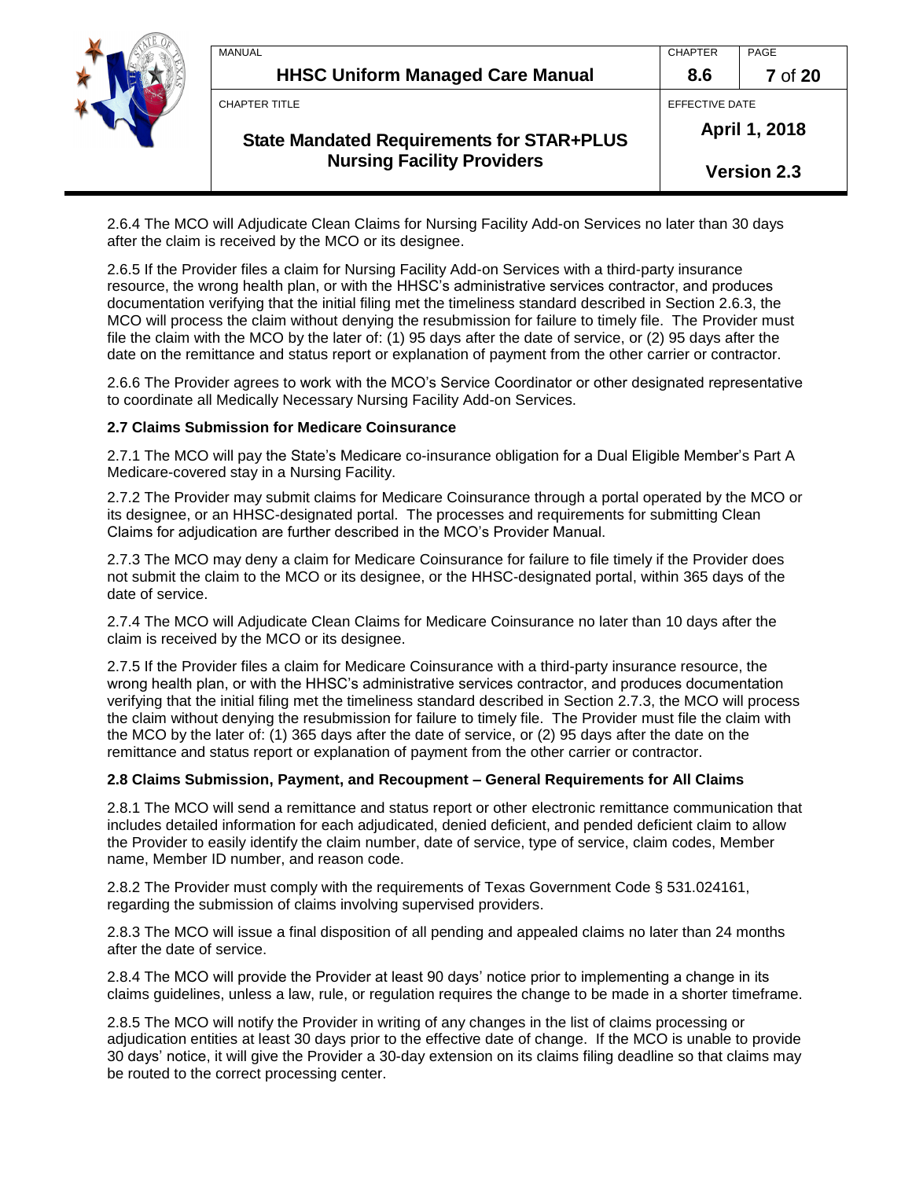2.6.4 The MCO will Adjudicate Clean Claims for Nursing Facility Add-on Services no later than 30 days after the claim is received by the MCO or its designee.

2.6.5 If the Provider files a claim for Nursing Facility Add-on Services with a third-party insurance resource, the wrong health plan, or with the HHSC's administrative services contractor, and produces documentation verifying that the initial filing met the timeliness standard described in Section 2.6.3, the MCO will process the claim without denying the resubmission for failure to timely file. The Provider must file the claim with the MCO by the later of: (1) 95 days after the date of service, or (2) 95 days after the date on the remittance and status report or explanation of payment from the other carrier or contractor.

2.6.6 The Provider agrees to work with the MCO's Service Coordinator or other designated representative to coordinate all Medically Necessary Nursing Facility Add-on Services.

**2.7 Claims Submission for Medicare Coinsurance**

2.7.1 The MCO will pay the State's Medicare co-insurance obligation for a Dual Eligible Member's Part A Medicare-covered stay in a Nursing Facility.

2.7.2 The Provider may submit claims for Medicare Coinsurance through a portal operated by the MCO or its designee, or an HHSC-designated portal. The processes and requirements for submitting Clean Claims for adjudication are further described in the MCO's Provider Manual.

2.7.3 The MCO may deny a claim for Medicare Coinsurance for failure to file timely if the Provider does not submit the claim to the MCO or its designee, or the HHSC-designated portal, within 365 days of the date of service.

2.7.4 The MCO will Adjudicate Clean Claims for Medicare Coinsurance no later than 10 days after the claim is received by the MCO or its designee.

2.7.5 If the Provider files a claim for Medicare Coinsurance with a third-party insurance resource, the wrong health plan, or with the HHSC's administrative services contractor, and produces documentation verifying that the initial filing met the timeliness standard described in Section 2.7.3, the MCO will process the claim without denying the resubmission for failure to timely file. The Provider must file the claim with the MCO by the later of: (1) 365 days after the date of service, or (2) 95 days after the date on the remittance and status report or explanation of payment from the other carrier or contractor.

**2.8 Claims Submission, Payment, and Recoupment – General Requirements for All Claims**

2.8.1 The MCO will send a remittance and status report or other electronic remittance communication that includes detailed information for each adjudicated, denied deficient, and pended deficient claim to allow the Provider to easily identify the claim number, date of service, type of service, claim codes, Member name, Member ID number, and reason code.

2.8.2 The Provider must comply with the requirements of Texas Government Code § 531.024161, regarding the submission of claims involving supervised providers.

2.8.3 The MCO will issue a final disposition of all pending and appealed claims no later than 24 months after the date of service.

2.8.4 The MCO will provide the Provider at least 90 days' notice prior to implementing a change in its claims guidelines, unless a law, rule, or regulation requires the change to be made in a shorter timeframe.

2.8.5 The MCO will notify the Provider in writing of any changes in the list of claims processing or adjudication entities at least 30 days prior to the effective date of change. If the MCO is unable to provide 30 days' notice, it will give the Provider a 30-day extension on its claims filing deadline so that claims may be routed to the correct processing center.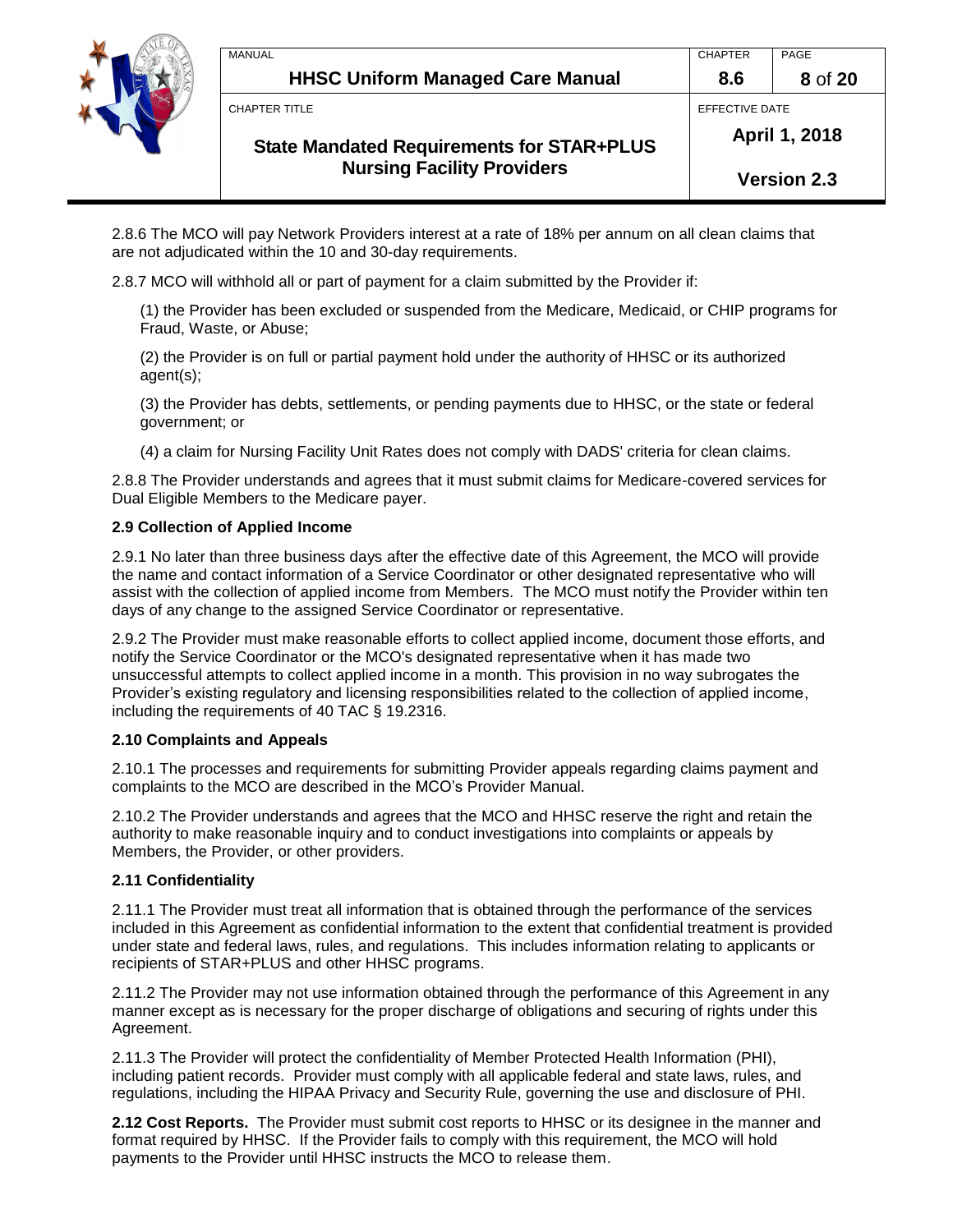2.8.6 The MCO will pay Network Providers interest at a rate of 18% per annum on all clean claims that are not adjudicated within the 10 and 30-day requirements.

2.8.7 MCO will withhold all or part of payment for a claim submitted by the Provider if:

(1) the Provider has been excluded or suspended from the Medicare, Medicaid, or CHIP programs for Fraud, Waste, or Abuse;

(2) the Provider is on full or partial payment hold under the authority of HHSC or its authorized agent(s);

(3) the Provider has debts, settlements, or pending payments due to HHSC, or the state or federal government; or

(4) a claim for Nursing Facility Unit Rates does not comply with DADS' criteria for clean claims.

2.8.8 The Provider understands and agrees that it must submit claims for Medicare-covered services for Dual Eligible Members to the Medicare payer.

**2.9 Collection of Applied Income**

2.9.1 No later than three business days after the effective date of this Agreement, the MCO will provide the name and contact information of a Service Coordinator or other designated representative who will assist with the collection of applied income from Members. The MCO must notify the Provider within ten days of any change to the assigned Service Coordinator or representative.

2.9.2 The Provider must make reasonable efforts to collect applied income, document those efforts, and notify the Service Coordinator or the MCO's designated representative when it has made two unsuccessful attempts to collect applied income in a month. This provision in no way subrogates the Provider's existing regulatory and licensing responsibilities related to the collection of applied income, including the requirements of 40 TAC § 19.2316.

**2.10 Complaints and Appeals**

2.10.1 The processes and requirements for submitting Provider appeals regarding claims payment and complaints to the MCO are described in the MCO's Provider Manual.

2.10.2 The Provider understands and agrees that the MCO and HHSC reserve the right and retain the authority to make reasonable inquiry and to conduct investigations into complaints or appeals by Members, the Provider, or other providers.

**2.11 Confidentiality**

2.11.1 The Provider must treat all information that is obtained through the performance of the services included in this Agreement as confidential information to the extent that confidential treatment is provided under state and federal laws, rules, and regulations. This includes information relating to applicants or recipients of STAR+PLUS and other HHSC programs.

2.11.2 The Provider may not use information obtained through the performance of this Agreement in any manner except as is necessary for the proper discharge of obligations and securing of rights under this Agreement.

2.11.3 The Provider will protect the confidentiality of Member Protected Health Information (PHI), including patient records. Provider must comply with all applicable federal and state laws, rules, and regulations, including the HIPAA Privacy and Security Rule, governing the use and disclosure of PHI.

**2.12 Cost Reports.** The Provider must submit cost reports to HHSC or its designee in the manner and format required by HHSC. If the Provider fails to comply with this requirement, the MCO will hold payments to the Provider until HHSC instructs the MCO to release them.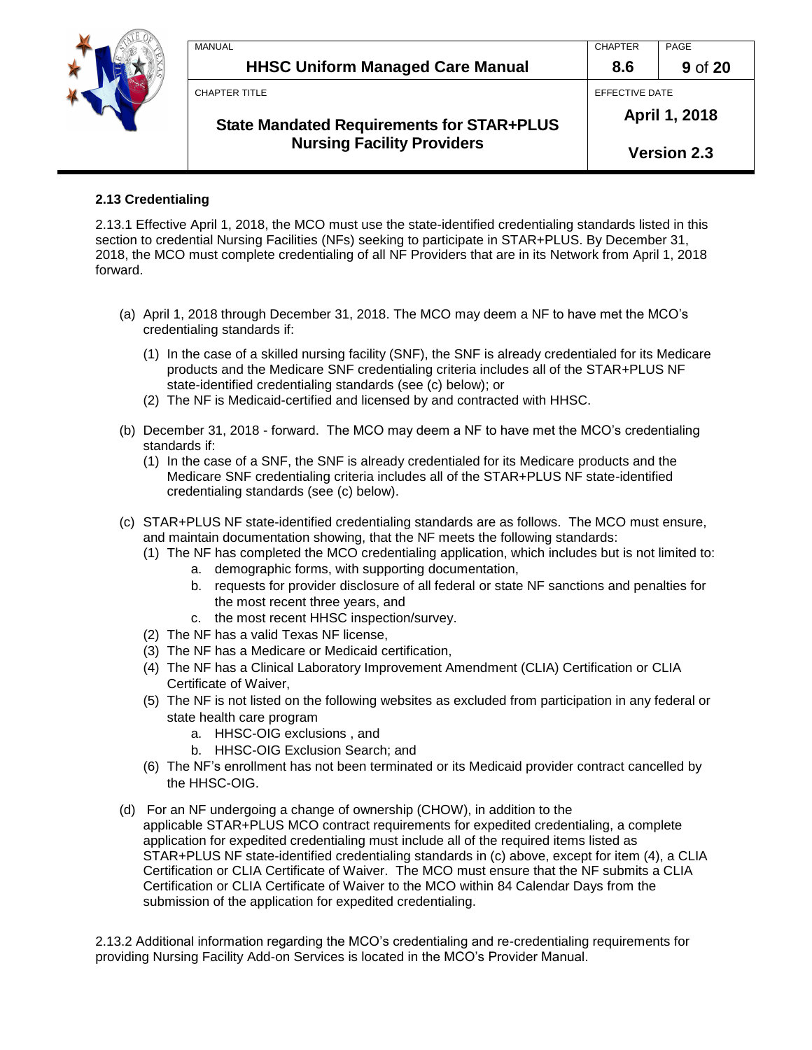### 2.13 Credentialing

2.13.1 Effective April 1, 2018, the MCO must use the state-identified credentialing standards listed in this section to credential Nursing Facilities (NFs) seeking to participate in STAR+PLUS. By December 31, 2018, the MCO must complete credentialing of all NF Providers that are in its Network from April 1, 2018 forward.

(a) April 1, 2018 through December 31, 2018. The MCO may deem a NF to have met the MCO's credentialing standards if:

  (1) In the case of a skilled nursing facility (SNF), the SNF is already credentialed for its Medicare products and the Medicare SNF credentialing criteria includes all of the STAR+PLUS NF state-identified credentialing standards (see (c) below); or
  (2) The NF is Medicaid-certified and licensed by and contracted with HHSC.

(b) December 31, 2018 - forward. The MCO may deem a NF to have met the MCO's credentialing standards if:

  (1) In the case of a SNF, the SNF is already credentialed for its Medicare products and the Medicare SNF credentialing criteria includes all of the STAR+PLUS NF state-identified credentialing standards (see (c) below).

(c) STAR+PLUS NF state-identified credentialing standards are as follows. The MCO must ensure, and maintain documentation showing, that the NF meets the following standards:

  (1) The NF has completed the MCO credentialing application, which includes but is not limited to:
    a. demographic forms, with supporting documentation,
    b. requests for provider disclosure of all federal or state NF sanctions and penalties for the most recent three years, and
    c. the most recent HHSC inspection/survey.
  (2) The NF has a valid Texas NF license,
  (3) The NF has a Medicare or Medicaid certification,
  (4) The NF has a Clinical Laboratory Improvement Amendment (CLIA) Certification or CLIA Certificate of Waiver,
  (5) The NF is not listed on the following websites as excluded from participation in any federal or state health care program
    a. HHSC-OIG exclusions , and
    b. HHSC-OIG Exclusion Search; and
  (6) The NF's enrollment has not been terminated or its Medicaid provider contract cancelled by the HHSC-OIG.

(d) For an NF undergoing a change of ownership (CHOW), in addition to the applicable STAR+PLUS MCO contract requirements for expedited credentialing, a complete application for expedited credentialing must include all of the required items listed as STAR+PLUS NF state-identified credentialing standards in (c) above, except for item (4), a CLIA Certification or CLIA Certificate of Waiver. The MCO must ensure that the NF submits a CLIA Certification or CLIA Certificate of Waiver to the MCO within 84 Calendar Days from the submission of the application for expedited credentialing.

2.13.2 Additional information regarding the MCO's credentialing and re-credentialing requirements for providing Nursing Facility Add-on Services is located in the MCO's Provider Manual.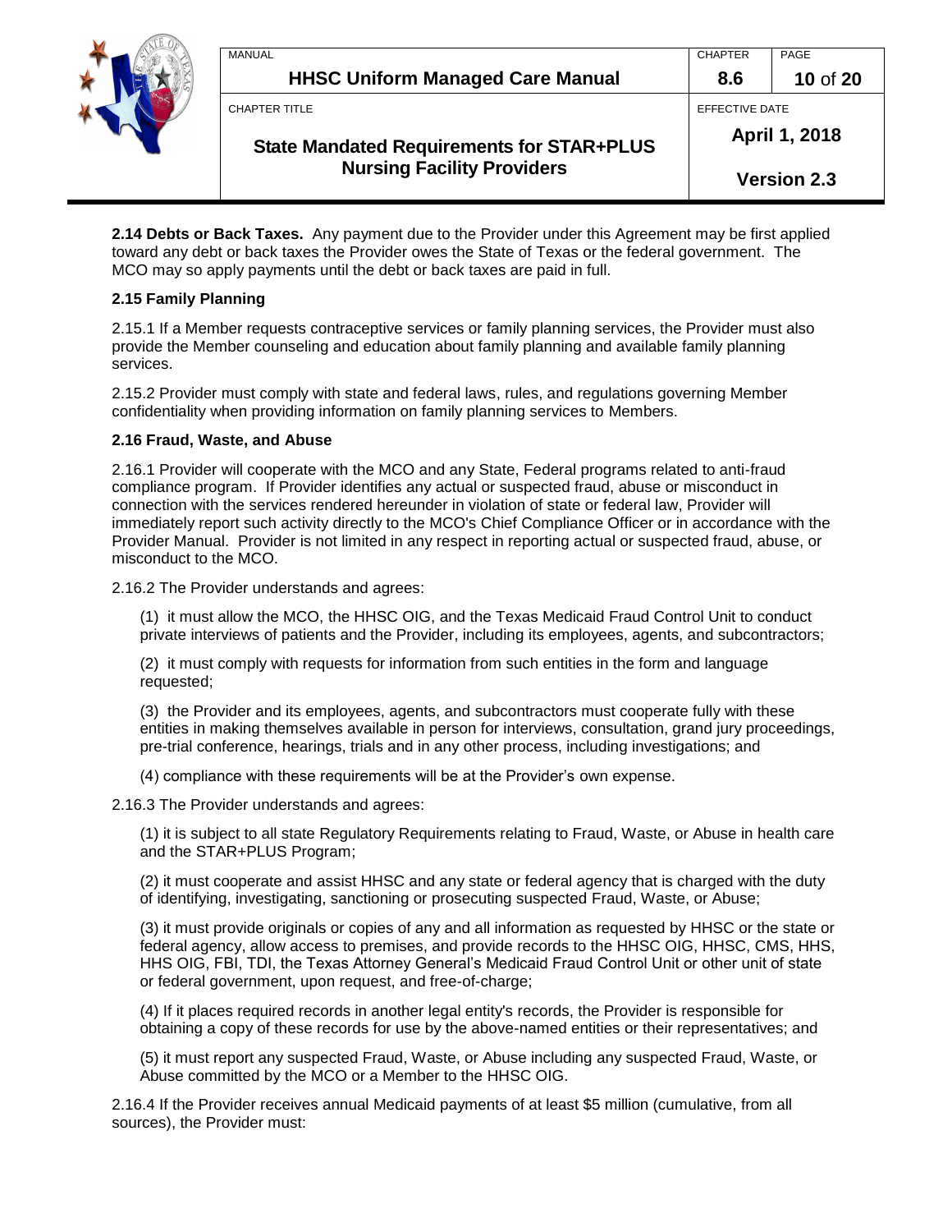**2.14 Debts or Back Taxes.** Any payment due to the Provider under this Agreement may be first applied toward any debt or back taxes the Provider owes the State of Texas or the federal government. The MCO may so apply payments until the debt or back taxes are paid in full.

**2.15 Family Planning**

2.15.1 If a Member requests contraceptive services or family planning services, the Provider must also provide the Member counseling and education about family planning and available family planning services.

2.15.2 Provider must comply with state and federal laws, rules, and regulations governing Member confidentiality when providing information on family planning services to Members.

**2.16 Fraud, Waste, and Abuse**

2.16.1 Provider will cooperate with the MCO and any State, Federal programs related to anti-fraud compliance program. If Provider identifies any actual or suspected fraud, abuse or misconduct in connection with the services rendered hereunder in violation of state or federal law, Provider will immediately report such activity directly to the MCO's Chief Compliance Officer or in accordance with the Provider Manual. Provider is not limited in any respect in reporting actual or suspected fraud, abuse, or misconduct to the MCO.

2.16.2 The Provider understands and agrees:

(1) it must allow the MCO, the HHSC OIG, and the Texas Medicaid Fraud Control Unit to conduct private interviews of patients and the Provider, including its employees, agents, and subcontractors;

(2) it must comply with requests for information from such entities in the form and language requested;

(3) the Provider and its employees, agents, and subcontractors must cooperate fully with these entities in making themselves available in person for interviews, consultation, grand jury proceedings, pre-trial conference, hearings, trials and in any other process, including investigations; and

(4) compliance with these requirements will be at the Provider's own expense.

2.16.3 The Provider understands and agrees:

(1) it is subject to all state Regulatory Requirements relating to Fraud, Waste, or Abuse in health care and the STAR+PLUS Program;

(2) it must cooperate and assist HHSC and any state or federal agency that is charged with the duty of identifying, investigating, sanctioning or prosecuting suspected Fraud, Waste, or Abuse;

(3) it must provide originals or copies of any and all information as requested by HHSC or the state or federal agency, allow access to premises, and provide records to the HHSC OIG, HHSC, CMS, HHS, HHS OIG, FBI, TDI, the Texas Attorney General's Medicaid Fraud Control Unit or other unit of state or federal government, upon request, and free-of-charge;

(4) If it places required records in another legal entity's records, the Provider is responsible for obtaining a copy of these records for use by the above-named entities or their representatives; and

(5) it must report any suspected Fraud, Waste, or Abuse including any suspected Fraud, Waste, or Abuse committed by the MCO or a Member to the HHSC OIG.

2.16.4 If the Provider receives annual Medicaid payments of at least $5 million (cumulative, from all sources), the Provider must: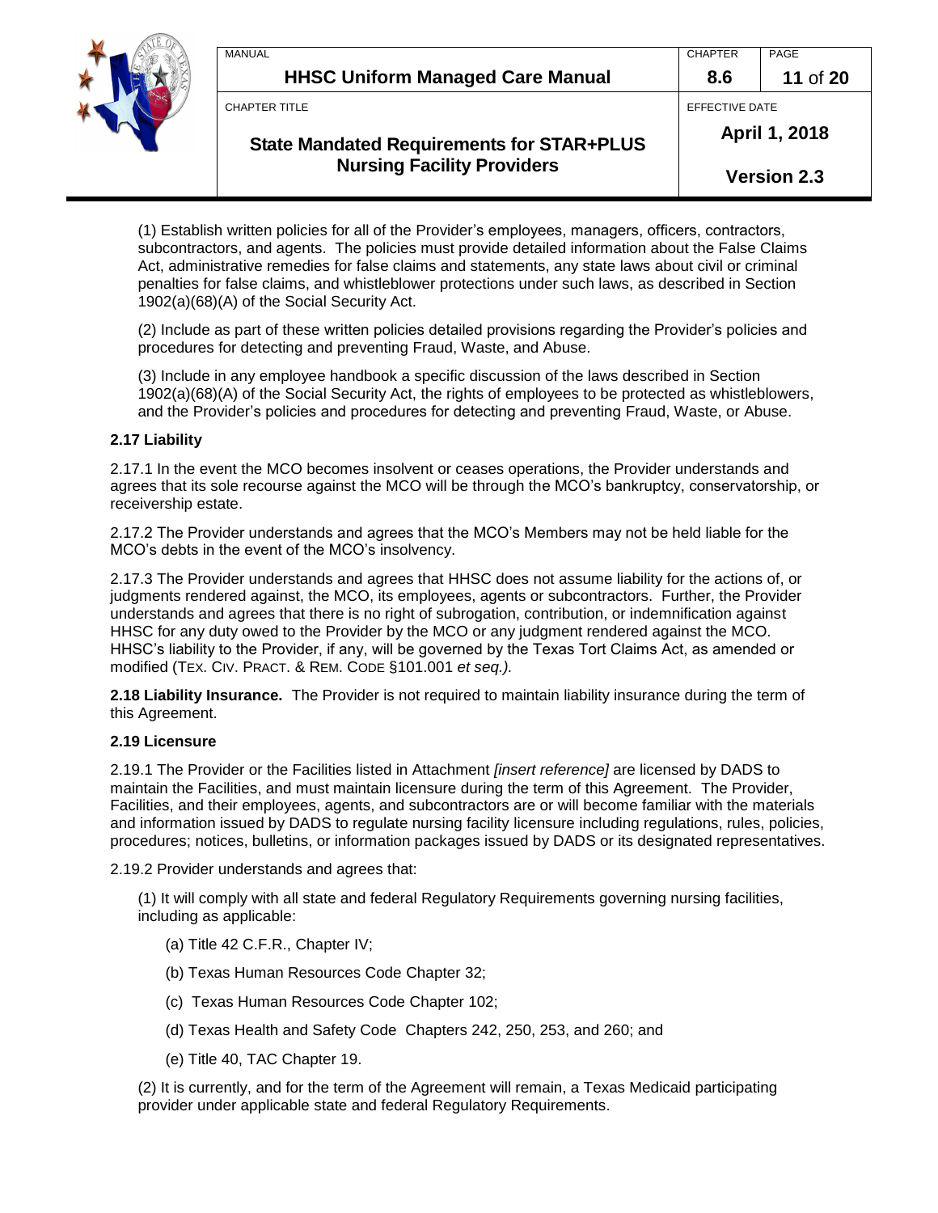(1) Establish written policies for all of the Provider's employees, managers, officers, contractors, subcontractors, and agents. The policies must provide detailed information about the False Claims Act, administrative remedies for false claims and statements, any state laws about civil or criminal penalties for false claims, and whistleblower protections under such laws, as described in Section 1902(a)(68)(A) of the Social Security Act.

(2) Include as part of these written policies detailed provisions regarding the Provider's policies and procedures for detecting and preventing Fraud, Waste, and Abuse.

(3) Include in any employee handbook a specific discussion of the laws described in Section 1902(a)(68)(A) of the Social Security Act, the rights of employees to be protected as whistleblowers, and the Provider's policies and procedures for detecting and preventing Fraud, Waste, or Abuse.

**2.17 Liability**

2.17.1 In the event the MCO becomes insolvent or ceases operations, the Provider understands and agrees that its sole recourse against the MCO will be through the MCO's bankruptcy, conservatorship, or receivership estate.

2.17.2 The Provider understands and agrees that the MCO's Members may not be held liable for the MCO's debts in the event of the MCO's insolvency.

2.17.3 The Provider understands and agrees that HHSC does not assume liability for the actions of, or judgments rendered against, the MCO, its employees, agents or subcontractors. Further, the Provider understands and agrees that there is no right of subrogation, contribution, or indemnification against HHSC for any duty owed to the Provider by the MCO or any judgment rendered against the MCO. HHSC's liability to the Provider, if any, will be governed by the Texas Tort Claims Act, as amended or modified (TEX. CIV. PRACT. & REM. CODE §101.001 *et seq.).*

**2.18 Liability Insurance.** The Provider is not required to maintain liability insurance during the term of this Agreement.

**2.19 Licensure**

2.19.1 The Provider or the Facilities listed in Attachment *[insert reference]* are licensed by DADS to maintain the Facilities, and must maintain licensure during the term of this Agreement. The Provider, Facilities, and their employees, agents, and subcontractors are or will become familiar with the materials and information issued by DADS to regulate nursing facility licensure including regulations, rules, policies, procedures; notices, bulletins, or information packages issued by DADS or its designated representatives.

2.19.2 Provider understands and agrees that:

(1) It will comply with all state and federal Regulatory Requirements governing nursing facilities, including as applicable:

(a) Title 42 C.F.R., Chapter IV;

(b) Texas Human Resources Code Chapter 32;

(c) Texas Human Resources Code Chapter 102;

(d) Texas Health and Safety Code Chapters 242, 250, 253, and 260; and

(e) Title 40, TAC Chapter 19.

(2) It is currently, and for the term of the Agreement will remain, a Texas Medicaid participating provider under applicable state and federal Regulatory Requirements.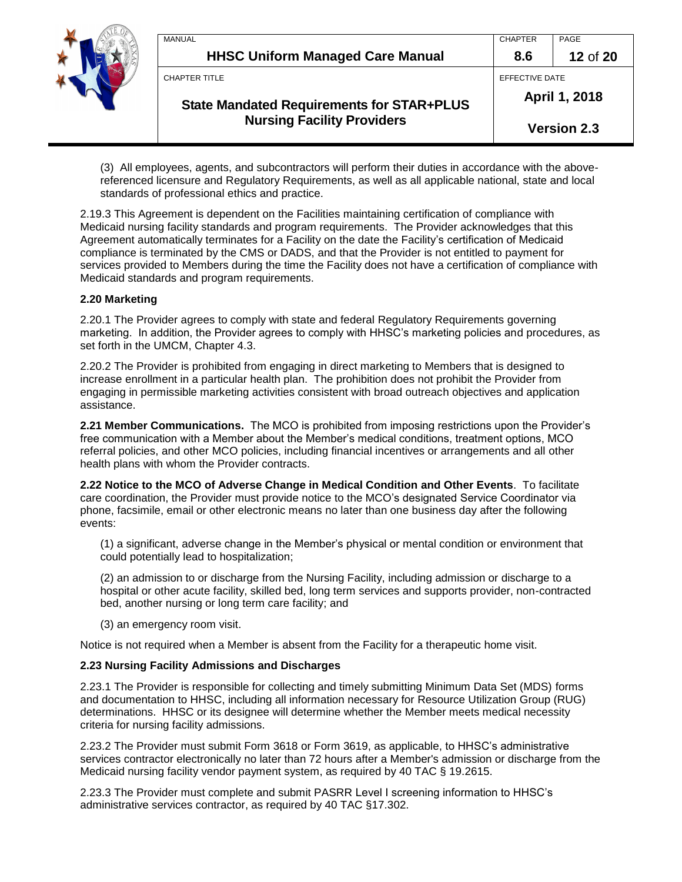(3) All employees, agents, and subcontractors will perform their duties in accordance with the above-referenced licensure and Regulatory Requirements, as well as all applicable national, state and local standards of professional ethics and practice.

2.19.3 This Agreement is dependent on the Facilities maintaining certification of compliance with Medicaid nursing facility standards and program requirements. The Provider acknowledges that this Agreement automatically terminates for a Facility on the date the Facility's certification of Medicaid compliance is terminated by the CMS or DADS, and that the Provider is not entitled to payment for services provided to Members during the time the Facility does not have a certification of compliance with Medicaid standards and program requirements.

**2.20 Marketing**

2.20.1 The Provider agrees to comply with state and federal Regulatory Requirements governing marketing. In addition, the Provider agrees to comply with HHSC's marketing policies and procedures, as set forth in the UMCM, Chapter 4.3.

2.20.2 The Provider is prohibited from engaging in direct marketing to Members that is designed to increase enrollment in a particular health plan. The prohibition does not prohibit the Provider from engaging in permissible marketing activities consistent with broad outreach objectives and application assistance.

**2.21 Member Communications.** The MCO is prohibited from imposing restrictions upon the Provider's free communication with a Member about the Member's medical conditions, treatment options, MCO referral policies, and other MCO policies, including financial incentives or arrangements and all other health plans with whom the Provider contracts.

**2.22 Notice to the MCO of Adverse Change in Medical Condition and Other Events**. To facilitate care coordination, the Provider must provide notice to the MCO's designated Service Coordinator via phone, facsimile, email or other electronic means no later than one business day after the following events:

(1) a significant, adverse change in the Member's physical or mental condition or environment that could potentially lead to hospitalization;

(2) an admission to or discharge from the Nursing Facility, including admission or discharge to a hospital or other acute facility, skilled bed, long term services and supports provider, non-contracted bed, another nursing or long term care facility; and

(3) an emergency room visit.

Notice is not required when a Member is absent from the Facility for a therapeutic home visit.

**2.23 Nursing Facility Admissions and Discharges**

2.23.1 The Provider is responsible for collecting and timely submitting Minimum Data Set (MDS) forms and documentation to HHSC, including all information necessary for Resource Utilization Group (RUG) determinations. HHSC or its designee will determine whether the Member meets medical necessity criteria for nursing facility admissions.

2.23.2 The Provider must submit Form 3618 or Form 3619, as applicable, to HHSC's administrative services contractor electronically no later than 72 hours after a Member's admission or discharge from the Medicaid nursing facility vendor payment system, as required by 40 TAC § 19.2615.

2.23.3 The Provider must complete and submit PASRR Level I screening information to HHSC's administrative services contractor, as required by 40 TAC §17.302.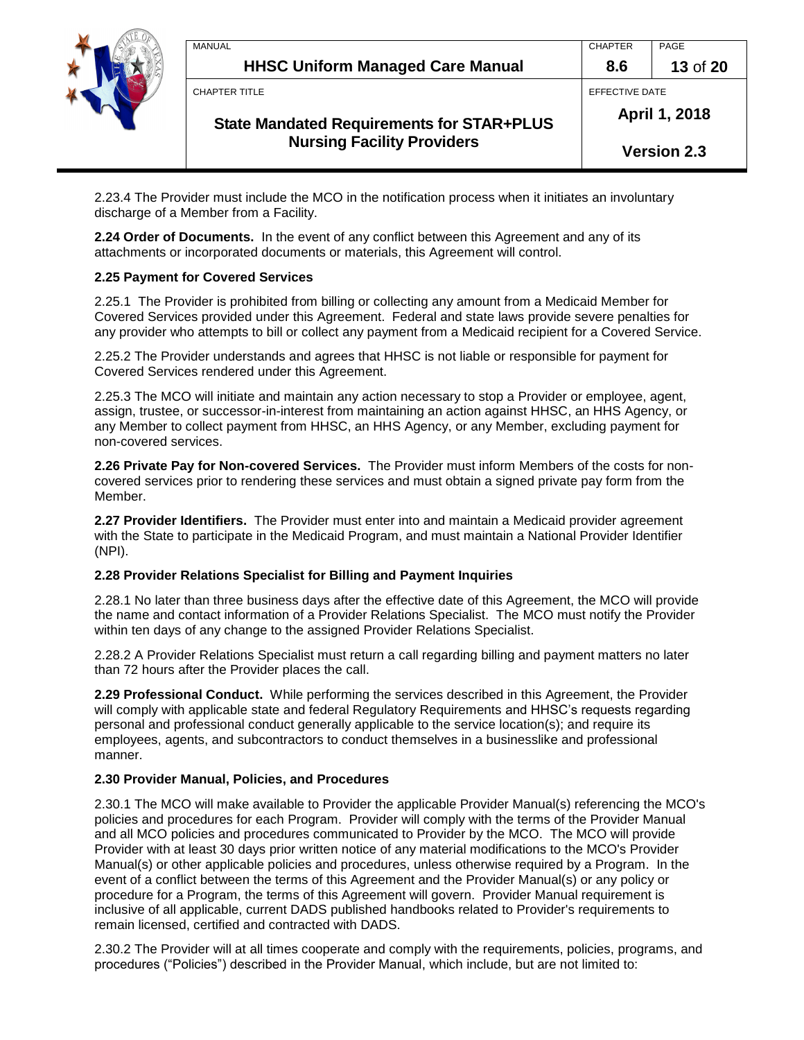2.23.4 The Provider must include the MCO in the notification process when it initiates an involuntary discharge of a Member from a Facility.

**2.24 Order of Documents.** In the event of any conflict between this Agreement and any of its attachments or incorporated documents or materials, this Agreement will control.

**2.25 Payment for Covered Services**

2.25.1 The Provider is prohibited from billing or collecting any amount from a Medicaid Member for Covered Services provided under this Agreement. Federal and state laws provide severe penalties for any provider who attempts to bill or collect any payment from a Medicaid recipient for a Covered Service.

2.25.2 The Provider understands and agrees that HHSC is not liable or responsible for payment for Covered Services rendered under this Agreement.

2.25.3 The MCO will initiate and maintain any action necessary to stop a Provider or employee, agent, assign, trustee, or successor-in-interest from maintaining an action against HHSC, an HHS Agency, or any Member to collect payment from HHSC, an HHS Agency, or any Member, excluding payment for non-covered services.

**2.26 Private Pay for Non-covered Services.** The Provider must inform Members of the costs for non-covered services prior to rendering these services and must obtain a signed private pay form from the Member.

**2.27 Provider Identifiers.** The Provider must enter into and maintain a Medicaid provider agreement with the State to participate in the Medicaid Program, and must maintain a National Provider Identifier (NPI).

**2.28 Provider Relations Specialist for Billing and Payment Inquiries**

2.28.1 No later than three business days after the effective date of this Agreement, the MCO will provide the name and contact information of a Provider Relations Specialist. The MCO must notify the Provider within ten days of any change to the assigned Provider Relations Specialist.

2.28.2 A Provider Relations Specialist must return a call regarding billing and payment matters no later than 72 hours after the Provider places the call.

**2.29 Professional Conduct.** While performing the services described in this Agreement, the Provider will comply with applicable state and federal Regulatory Requirements and HHSC's requests regarding personal and professional conduct generally applicable to the service location(s); and require its employees, agents, and subcontractors to conduct themselves in a businesslike and professional manner.

**2.30 Provider Manual, Policies, and Procedures**

2.30.1 The MCO will make available to Provider the applicable Provider Manual(s) referencing the MCO's policies and procedures for each Program. Provider will comply with the terms of the Provider Manual and all MCO policies and procedures communicated to Provider by the MCO. The MCO will provide Provider with at least 30 days prior written notice of any material modifications to the MCO's Provider Manual(s) or other applicable policies and procedures, unless otherwise required by a Program. In the event of a conflict between the terms of this Agreement and the Provider Manual(s) or any policy or procedure for a Program, the terms of this Agreement will govern. Provider Manual requirement is inclusive of all applicable, current DADS published handbooks related to Provider's requirements to remain licensed, certified and contracted with DADS.

2.30.2 The Provider will at all times cooperate and comply with the requirements, policies, programs, and procedures ("Policies") described in the Provider Manual, which include, but are not limited to: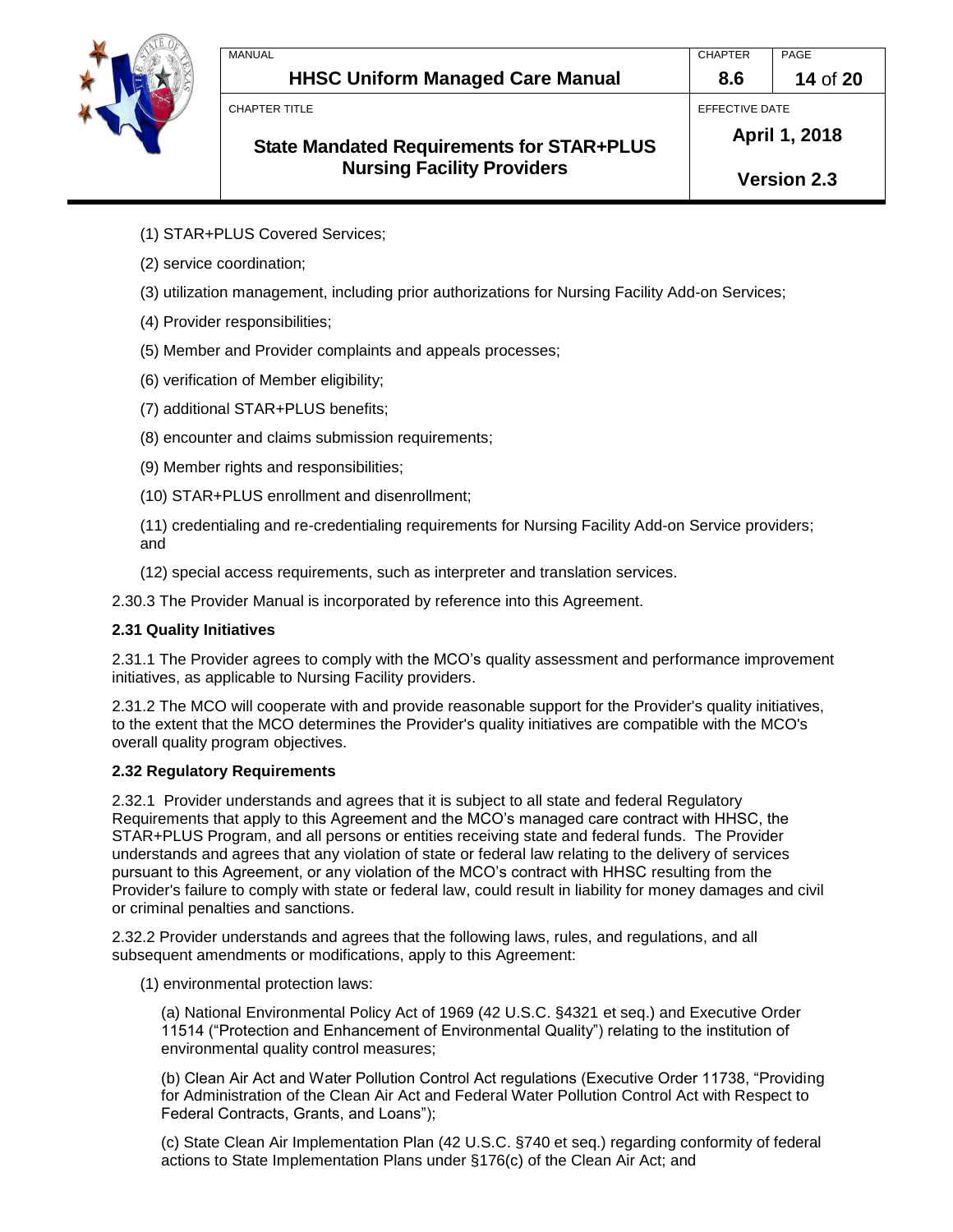(1) STAR+PLUS Covered Services;

(2) service coordination;

(3) utilization management, including prior authorizations for Nursing Facility Add-on Services;

(4) Provider responsibilities;

(5) Member and Provider complaints and appeals processes;

(6) verification of Member eligibility;

(7) additional STAR+PLUS benefits;

(8) encounter and claims submission requirements;

(9) Member rights and responsibilities;

(10) STAR+PLUS enrollment and disenrollment;

(11) credentialing and re-credentialing requirements for Nursing Facility Add-on Service providers; and

(12) special access requirements, such as interpreter and translation services.

2.30.3 The Provider Manual is incorporated by reference into this Agreement.

**2.31 Quality Initiatives**

2.31.1 The Provider agrees to comply with the MCO's quality assessment and performance improvement initiatives, as applicable to Nursing Facility providers.

2.31.2 The MCO will cooperate with and provide reasonable support for the Provider's quality initiatives, to the extent that the MCO determines the Provider's quality initiatives are compatible with the MCO's overall quality program objectives.

**2.32 Regulatory Requirements**

2.32.1 Provider understands and agrees that it is subject to all state and federal Regulatory Requirements that apply to this Agreement and the MCO's managed care contract with HHSC, the STAR+PLUS Program, and all persons or entities receiving state and federal funds. The Provider understands and agrees that any violation of state or federal law relating to the delivery of services pursuant to this Agreement, or any violation of the MCO's contract with HHSC resulting from the Provider's failure to comply with state or federal law, could result in liability for money damages and civil or criminal penalties and sanctions.

2.32.2 Provider understands and agrees that the following laws, rules, and regulations, and all subsequent amendments or modifications, apply to this Agreement:

(1) environmental protection laws:

(a) National Environmental Policy Act of 1969 (42 U.S.C. §4321 et seq.) and Executive Order 11514 ("Protection and Enhancement of Environmental Quality") relating to the institution of environmental quality control measures;

(b) Clean Air Act and Water Pollution Control Act regulations (Executive Order 11738, "Providing for Administration of the Clean Air Act and Federal Water Pollution Control Act with Respect to Federal Contracts, Grants, and Loans");

(c) State Clean Air Implementation Plan (42 U.S.C. §740 et seq.) regarding conformity of federal actions to State Implementation Plans under §176(c) of the Clean Air Act; and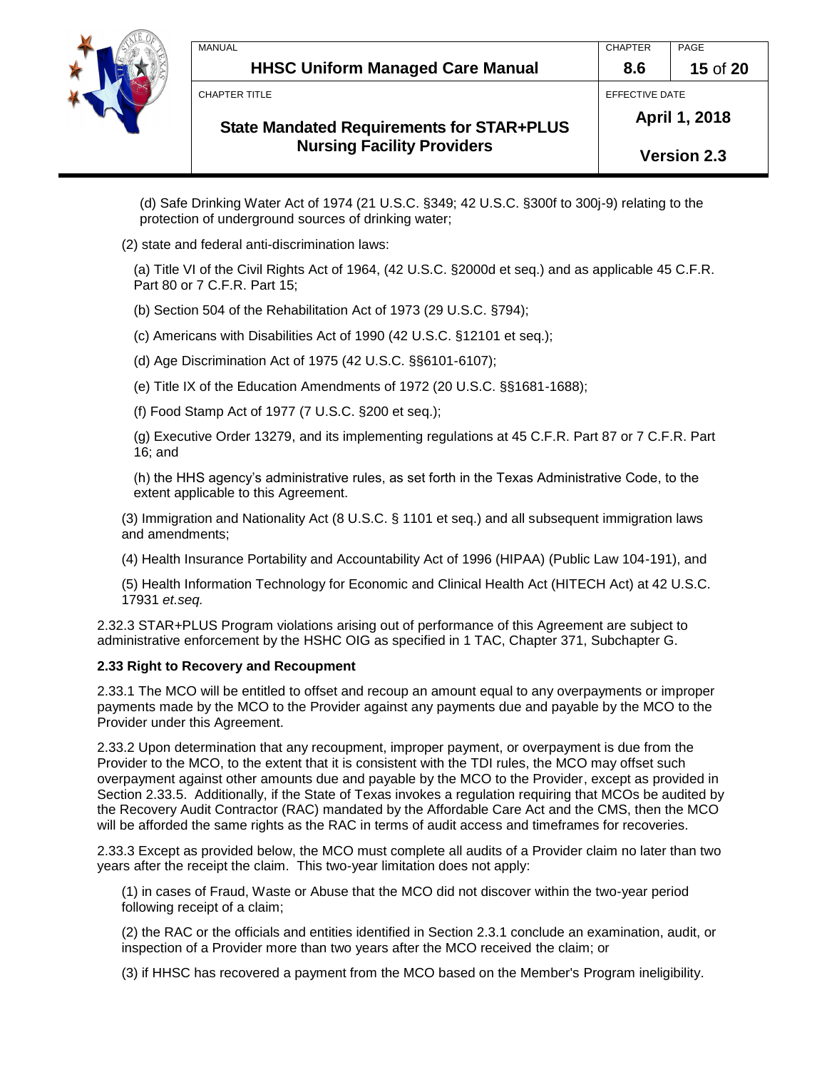(d) Safe Drinking Water Act of 1974 (21 U.S.C. §349; 42 U.S.C. §300f to 300j-9) relating to the protection of underground sources of drinking water;

(2) state and federal anti-discrimination laws:

(a) Title VI of the Civil Rights Act of 1964, (42 U.S.C. §2000d et seq.) and as applicable 45 C.F.R. Part 80 or 7 C.F.R. Part 15;

(b) Section 504 of the Rehabilitation Act of 1973 (29 U.S.C. §794);

(c) Americans with Disabilities Act of 1990 (42 U.S.C. §12101 et seq.);

(d) Age Discrimination Act of 1975 (42 U.S.C. §§6101-6107);

(e) Title IX of the Education Amendments of 1972 (20 U.S.C. §§1681-1688);

(f) Food Stamp Act of 1977 (7 U.S.C. §200 et seq.);

(g) Executive Order 13279, and its implementing regulations at 45 C.F.R. Part 87 or 7 C.F.R. Part 16; and

(h) the HHS agency's administrative rules, as set forth in the Texas Administrative Code, to the extent applicable to this Agreement.

(3) Immigration and Nationality Act (8 U.S.C. § 1101 et seq.) and all subsequent immigration laws and amendments;

(4) Health Insurance Portability and Accountability Act of 1996 (HIPAA) (Public Law 104-191), and

(5) Health Information Technology for Economic and Clinical Health Act (HITECH Act) at 42 U.S.C. 17931 *et.seq.*

2.32.3 STAR+PLUS Program violations arising out of performance of this Agreement are subject to administrative enforcement by the HSHC OIG as specified in 1 TAC, Chapter 371, Subchapter G.

**2.33 Right to Recovery and Recoupment**

2.33.1 The MCO will be entitled to offset and recoup an amount equal to any overpayments or improper payments made by the MCO to the Provider against any payments due and payable by the MCO to the Provider under this Agreement.

2.33.2 Upon determination that any recoupment, improper payment, or overpayment is due from the Provider to the MCO, to the extent that it is consistent with the TDI rules, the MCO may offset such overpayment against other amounts due and payable by the MCO to the Provider, except as provided in Section 2.33.5. Additionally, if the State of Texas invokes a regulation requiring that MCOs be audited by the Recovery Audit Contractor (RAC) mandated by the Affordable Care Act and the CMS, then the MCO will be afforded the same rights as the RAC in terms of audit access and timeframes for recoveries.

2.33.3 Except as provided below, the MCO must complete all audits of a Provider claim no later than two years after the receipt the claim. This two-year limitation does not apply:

(1) in cases of Fraud, Waste or Abuse that the MCO did not discover within the two-year period following receipt of a claim;

(2) the RAC or the officials and entities identified in Section 2.3.1 conclude an examination, audit, or inspection of a Provider more than two years after the MCO received the claim; or

(3) if HHSC has recovered a payment from the MCO based on the Member's Program ineligibility.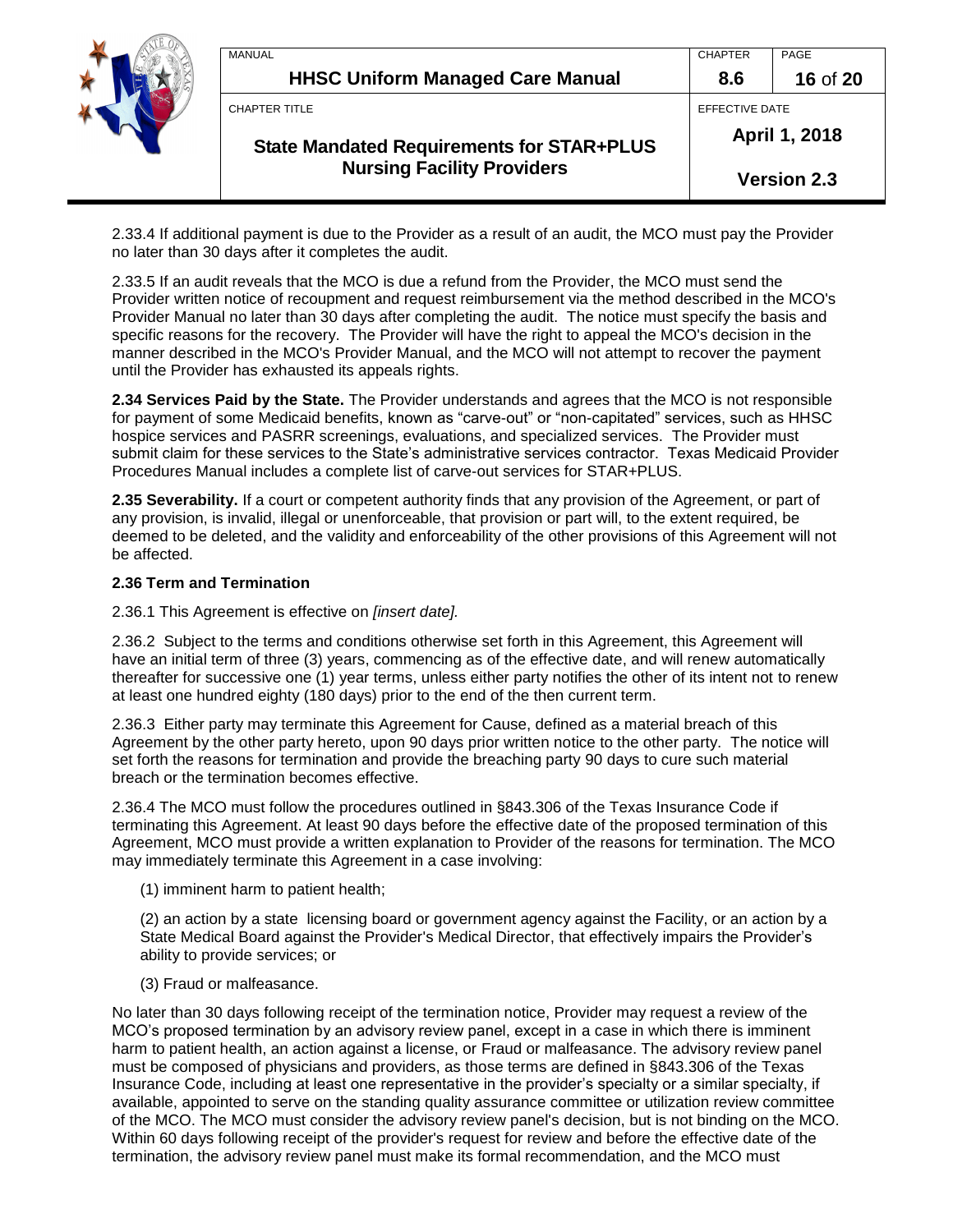2.33.4 If additional payment is due to the Provider as a result of an audit, the MCO must pay the Provider no later than 30 days after it completes the audit.

2.33.5 If an audit reveals that the MCO is due a refund from the Provider, the MCO must send the Provider written notice of recoupment and request reimbursement via the method described in the MCO's Provider Manual no later than 30 days after completing the audit. The notice must specify the basis and specific reasons for the recovery. The Provider will have the right to appeal the MCO's decision in the manner described in the MCO's Provider Manual, and the MCO will not attempt to recover the payment until the Provider has exhausted its appeals rights.

**2.34 Services Paid by the State.** The Provider understands and agrees that the MCO is not responsible for payment of some Medicaid benefits, known as "carve-out" or "non-capitated" services, such as HHSC hospice services and PASRR screenings, evaluations, and specialized services. The Provider must submit claim for these services to the State's administrative services contractor. Texas Medicaid Provider Procedures Manual includes a complete list of carve-out services for STAR+PLUS.

**2.35 Severability.** If a court or competent authority finds that any provision of the Agreement, or part of any provision, is invalid, illegal or unenforceable, that provision or part will, to the extent required, be deemed to be deleted, and the validity and enforceability of the other provisions of this Agreement will not be affected.

**2.36 Term and Termination**

2.36.1 This Agreement is effective on *[insert date].*

2.36.2 Subject to the terms and conditions otherwise set forth in this Agreement, this Agreement will have an initial term of three (3) years, commencing as of the effective date, and will renew automatically thereafter for successive one (1) year terms, unless either party notifies the other of its intent not to renew at least one hundred eighty (180 days) prior to the end of the then current term.

2.36.3 Either party may terminate this Agreement for Cause, defined as a material breach of this Agreement by the other party hereto, upon 90 days prior written notice to the other party. The notice will set forth the reasons for termination and provide the breaching party 90 days to cure such material breach or the termination becomes effective.

2.36.4 The MCO must follow the procedures outlined in §843.306 of the Texas Insurance Code if terminating this Agreement. At least 90 days before the effective date of the proposed termination of this Agreement, MCO must provide a written explanation to Provider of the reasons for termination. The MCO may immediately terminate this Agreement in a case involving:

(1) imminent harm to patient health;

(2) an action by a state licensing board or government agency against the Facility, or an action by a State Medical Board against the Provider's Medical Director, that effectively impairs the Provider's ability to provide services; or

(3) Fraud or malfeasance.

No later than 30 days following receipt of the termination notice, Provider may request a review of the MCO's proposed termination by an advisory review panel, except in a case in which there is imminent harm to patient health, an action against a license, or Fraud or malfeasance. The advisory review panel must be composed of physicians and providers, as those terms are defined in §843.306 of the Texas Insurance Code, including at least one representative in the provider's specialty or a similar specialty, if available, appointed to serve on the standing quality assurance committee or utilization review committee of the MCO. The MCO must consider the advisory review panel's decision, but is not binding on the MCO. Within 60 days following receipt of the provider's request for review and before the effective date of the termination, the advisory review panel must make its formal recommendation, and the MCO must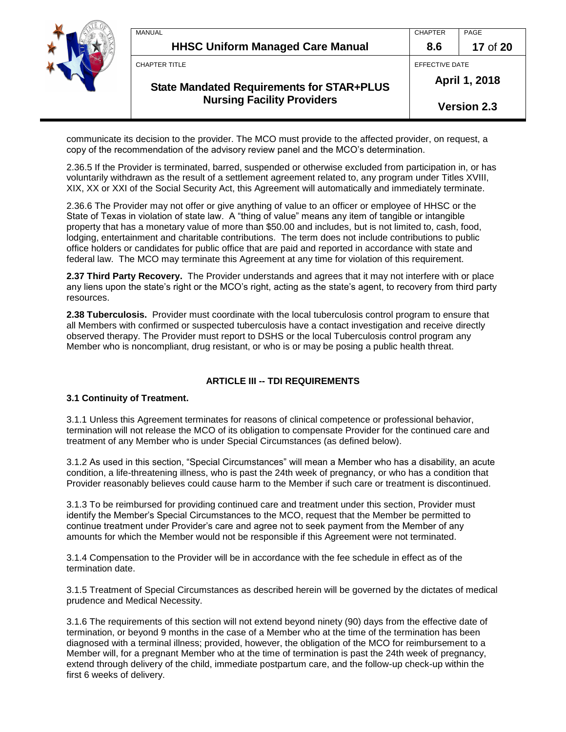communicate its decision to the provider. The MCO must provide to the affected provider, on request, a copy of the recommendation of the advisory review panel and the MCO's determination.

2.36.5 If the Provider is terminated, barred, suspended or otherwise excluded from participation in, or has voluntarily withdrawn as the result of a settlement agreement related to, any program under Titles XVIII, XIX, XX or XXI of the Social Security Act, this Agreement will automatically and immediately terminate.

2.36.6 The Provider may not offer or give anything of value to an officer or employee of HHSC or the State of Texas in violation of state law. A "thing of value" means any item of tangible or intangible property that has a monetary value of more than $50.00 and includes, but is not limited to, cash, food, lodging, entertainment and charitable contributions. The term does not include contributions to public office holders or candidates for public office that are paid and reported in accordance with state and federal law. The MCO may terminate this Agreement at any time for violation of this requirement.

**2.37 Third Party Recovery.** The Provider understands and agrees that it may not interfere with or place any liens upon the state's right or the MCO's right, acting as the state's agent, to recovery from third party resources.

**2.38 Tuberculosis.** Provider must coordinate with the local tuberculosis control program to ensure that all Members with confirmed or suspected tuberculosis have a contact investigation and receive directly observed therapy. The Provider must report to DSHS or the local Tuberculosis control program any Member who is noncompliant, drug resistant, or who is or may be posing a public health threat.

## ARTICLE III -- TDI REQUIREMENTS

### 3.1 Continuity of Treatment.

3.1.1 Unless this Agreement terminates for reasons of clinical competence or professional behavior, termination will not release the MCO of its obligation to compensate Provider for the continued care and treatment of any Member who is under Special Circumstances (as defined below).

3.1.2 As used in this section, "Special Circumstances" will mean a Member who has a disability, an acute condition, a life-threatening illness, who is past the 24th week of pregnancy, or who has a condition that Provider reasonably believes could cause harm to the Member if such care or treatment is discontinued.

3.1.3 To be reimbursed for providing continued care and treatment under this section, Provider must identify the Member's Special Circumstances to the MCO, request that the Member be permitted to continue treatment under Provider's care and agree not to seek payment from the Member of any amounts for which the Member would not be responsible if this Agreement were not terminated.

3.1.4 Compensation to the Provider will be in accordance with the fee schedule in effect as of the termination date.

3.1.5 Treatment of Special Circumstances as described herein will be governed by the dictates of medical prudence and Medical Necessity.

3.1.6 The requirements of this section will not extend beyond ninety (90) days from the effective date of termination, or beyond 9 months in the case of a Member who at the time of the termination has been diagnosed with a terminal illness; provided, however, the obligation of the MCO for reimbursement to a Member will, for a pregnant Member who at the time of termination is past the 24th week of pregnancy, extend through delivery of the child, immediate postpartum care, and the follow-up check-up within the first 6 weeks of delivery.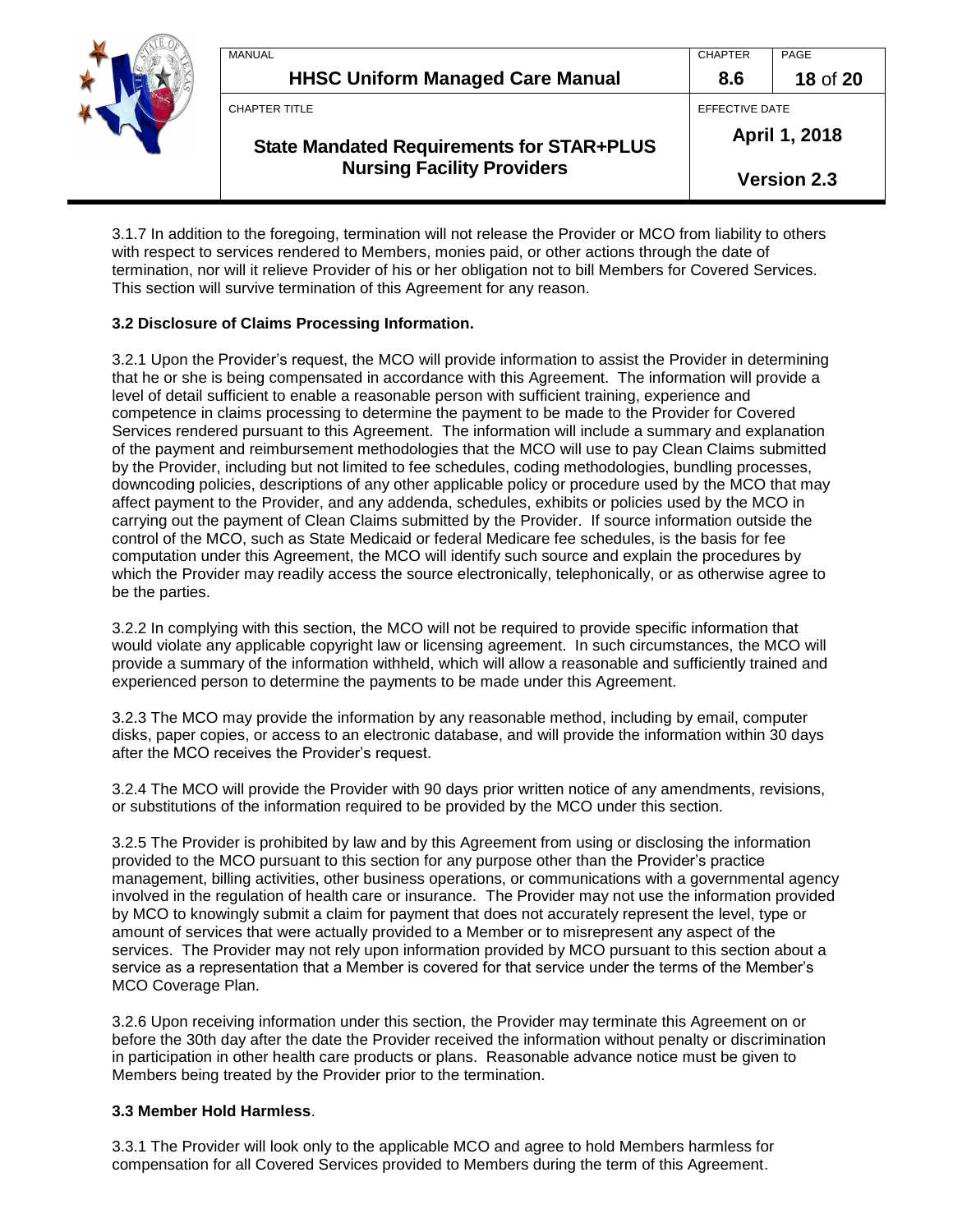3.1.7 In addition to the foregoing, termination will not release the Provider or MCO from liability to others with respect to services rendered to Members, monies paid, or other actions through the date of termination, nor will it relieve Provider of his or her obligation not to bill Members for Covered Services. This section will survive termination of this Agreement for any reason.

**3.2 Disclosure of Claims Processing Information.**

3.2.1 Upon the Provider's request, the MCO will provide information to assist the Provider in determining that he or she is being compensated in accordance with this Agreement. The information will provide a level of detail sufficient to enable a reasonable person with sufficient training, experience and competence in claims processing to determine the payment to be made to the Provider for Covered Services rendered pursuant to this Agreement. The information will include a summary and explanation of the payment and reimbursement methodologies that the MCO will use to pay Clean Claims submitted by the Provider, including but not limited to fee schedules, coding methodologies, bundling processes, downcoding policies, descriptions of any other applicable policy or procedure used by the MCO that may affect payment to the Provider, and any addenda, schedules, exhibits or policies used by the MCO in carrying out the payment of Clean Claims submitted by the Provider. If source information outside the control of the MCO, such as State Medicaid or federal Medicare fee schedules, is the basis for fee computation under this Agreement, the MCO will identify such source and explain the procedures by which the Provider may readily access the source electronically, telephonically, or as otherwise agree to be the parties.

3.2.2 In complying with this section, the MCO will not be required to provide specific information that would violate any applicable copyright law or licensing agreement. In such circumstances, the MCO will provide a summary of the information withheld, which will allow a reasonable and sufficiently trained and experienced person to determine the payments to be made under this Agreement.

3.2.3 The MCO may provide the information by any reasonable method, including by email, computer disks, paper copies, or access to an electronic database, and will provide the information within 30 days after the MCO receives the Provider's request.

3.2.4 The MCO will provide the Provider with 90 days prior written notice of any amendments, revisions, or substitutions of the information required to be provided by the MCO under this section.

3.2.5 The Provider is prohibited by law and by this Agreement from using or disclosing the information provided to the MCO pursuant to this section for any purpose other than the Provider's practice management, billing activities, other business operations, or communications with a governmental agency involved in the regulation of health care or insurance. The Provider may not use the information provided by MCO to knowingly submit a claim for payment that does not accurately represent the level, type or amount of services that were actually provided to a Member or to misrepresent any aspect of the services. The Provider may not rely upon information provided by MCO pursuant to this section about a service as a representation that a Member is covered for that service under the terms of the Member's MCO Coverage Plan.

3.2.6 Upon receiving information under this section, the Provider may terminate this Agreement on or before the 30th day after the date the Provider received the information without penalty or discrimination in participation in other health care products or plans. Reasonable advance notice must be given to Members being treated by the Provider prior to the termination.

**3.3 Member Hold Harmless**.

3.3.1 The Provider will look only to the applicable MCO and agree to hold Members harmless for compensation for all Covered Services provided to Members during the term of this Agreement.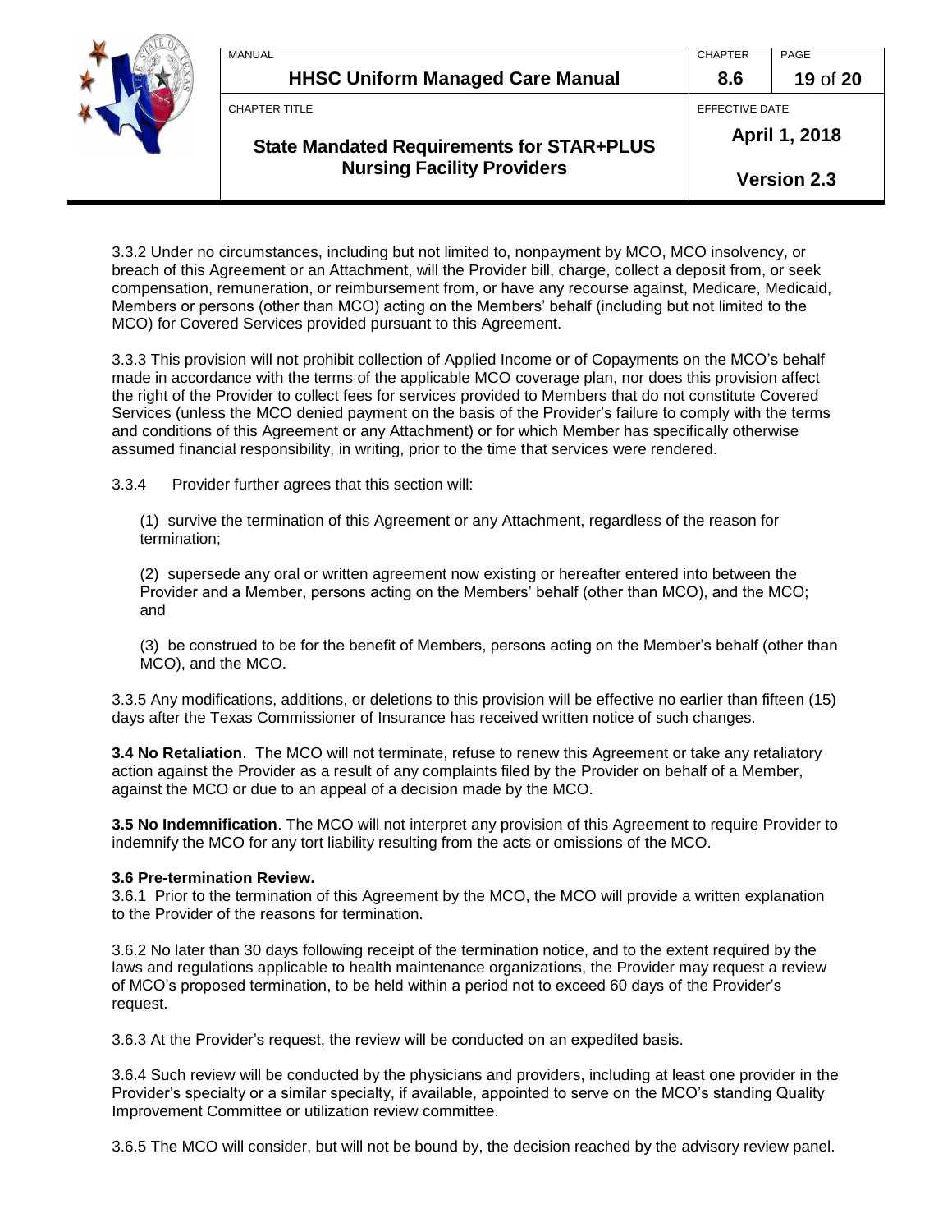3.3.2 Under no circumstances, including but not limited to, nonpayment by MCO, MCO insolvency, or breach of this Agreement or an Attachment, will the Provider bill, charge, collect a deposit from, or seek compensation, remuneration, or reimbursement from, or have any recourse against, Medicare, Medicaid, Members or persons (other than MCO) acting on the Members' behalf (including but not limited to the MCO) for Covered Services provided pursuant to this Agreement.

3.3.3 This provision will not prohibit collection of Applied Income or of Copayments on the MCO's behalf made in accordance with the terms of the applicable MCO coverage plan, nor does this provision affect the right of the Provider to collect fees for services provided to Members that do not constitute Covered Services (unless the MCO denied payment on the basis of the Provider's failure to comply with the terms and conditions of this Agreement or any Attachment) or for which Member has specifically otherwise assumed financial responsibility, in writing, prior to the time that services were rendered.

3.3.4 Provider further agrees that this section will:

(1) survive the termination of this Agreement or any Attachment, regardless of the reason for termination;

(2) supersede any oral or written agreement now existing or hereafter entered into between the Provider and a Member, persons acting on the Members' behalf (other than MCO), and the MCO; and

(3) be construed to be for the benefit of Members, persons acting on the Member's behalf (other than MCO), and the MCO.

3.3.5 Any modifications, additions, or deletions to this provision will be effective no earlier than fifteen (15) days after the Texas Commissioner of Insurance has received written notice of such changes.

**3.4 No Retaliation**. The MCO will not terminate, refuse to renew this Agreement or take any retaliatory action against the Provider as a result of any complaints filed by the Provider on behalf of a Member, against the MCO or due to an appeal of a decision made by the MCO.

**3.5 No Indemnification**. The MCO will not interpret any provision of this Agreement to require Provider to indemnify the MCO for any tort liability resulting from the acts or omissions of the MCO.

**3.6 Pre-termination Review.**

3.6.1 Prior to the termination of this Agreement by the MCO, the MCO will provide a written explanation to the Provider of the reasons for termination.

3.6.2 No later than 30 days following receipt of the termination notice, and to the extent required by the laws and regulations applicable to health maintenance organizations, the Provider may request a review of MCO's proposed termination, to be held within a period not to exceed 60 days of the Provider's request.

3.6.3 At the Provider's request, the review will be conducted on an expedited basis.

3.6.4 Such review will be conducted by the physicians and providers, including at least one provider in the Provider's specialty or a similar specialty, if available, appointed to serve on the MCO's standing Quality Improvement Committee or utilization review committee.

3.6.5 The MCO will consider, but will not be bound by, the decision reached by the advisory review panel.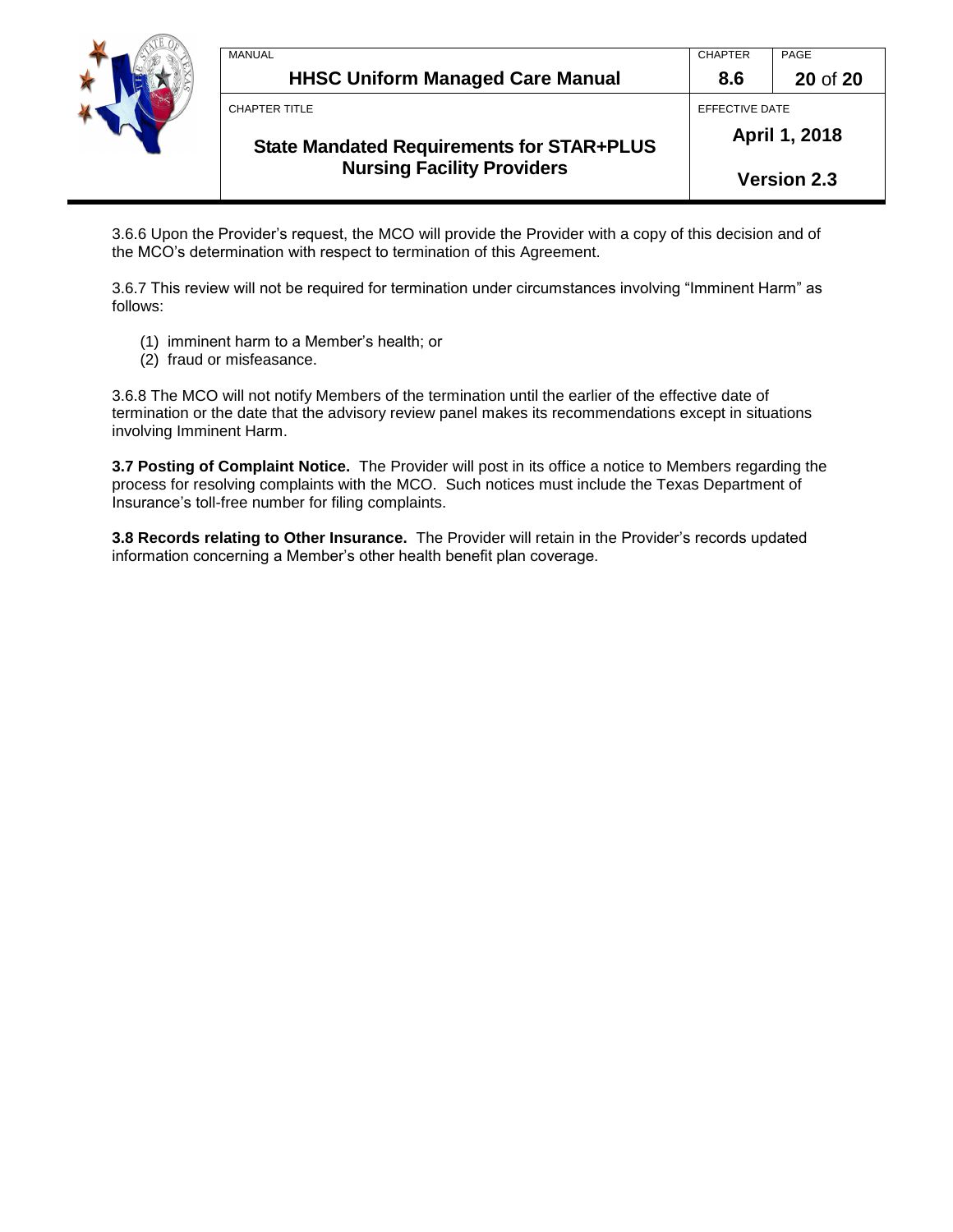3.6.6 Upon the Provider's request, the MCO will provide the Provider with a copy of this decision and of the MCO's determination with respect to termination of this Agreement.

3.6.7 This review will not be required for termination under circumstances involving "Imminent Harm" as follows:

(1) imminent harm to a Member's health; or
(2) fraud or misfeasance.

3.6.8 The MCO will not notify Members of the termination until the earlier of the effective date of termination or the date that the advisory review panel makes its recommendations except in situations involving Imminent Harm.

**3.7 Posting of Complaint Notice.** The Provider will post in its office a notice to Members regarding the process for resolving complaints with the MCO. Such notices must include the Texas Department of Insurance's toll-free number for filing complaints.

**3.8 Records relating to Other Insurance.** The Provider will retain in the Provider's records updated information concerning a Member's other health benefit plan coverage.